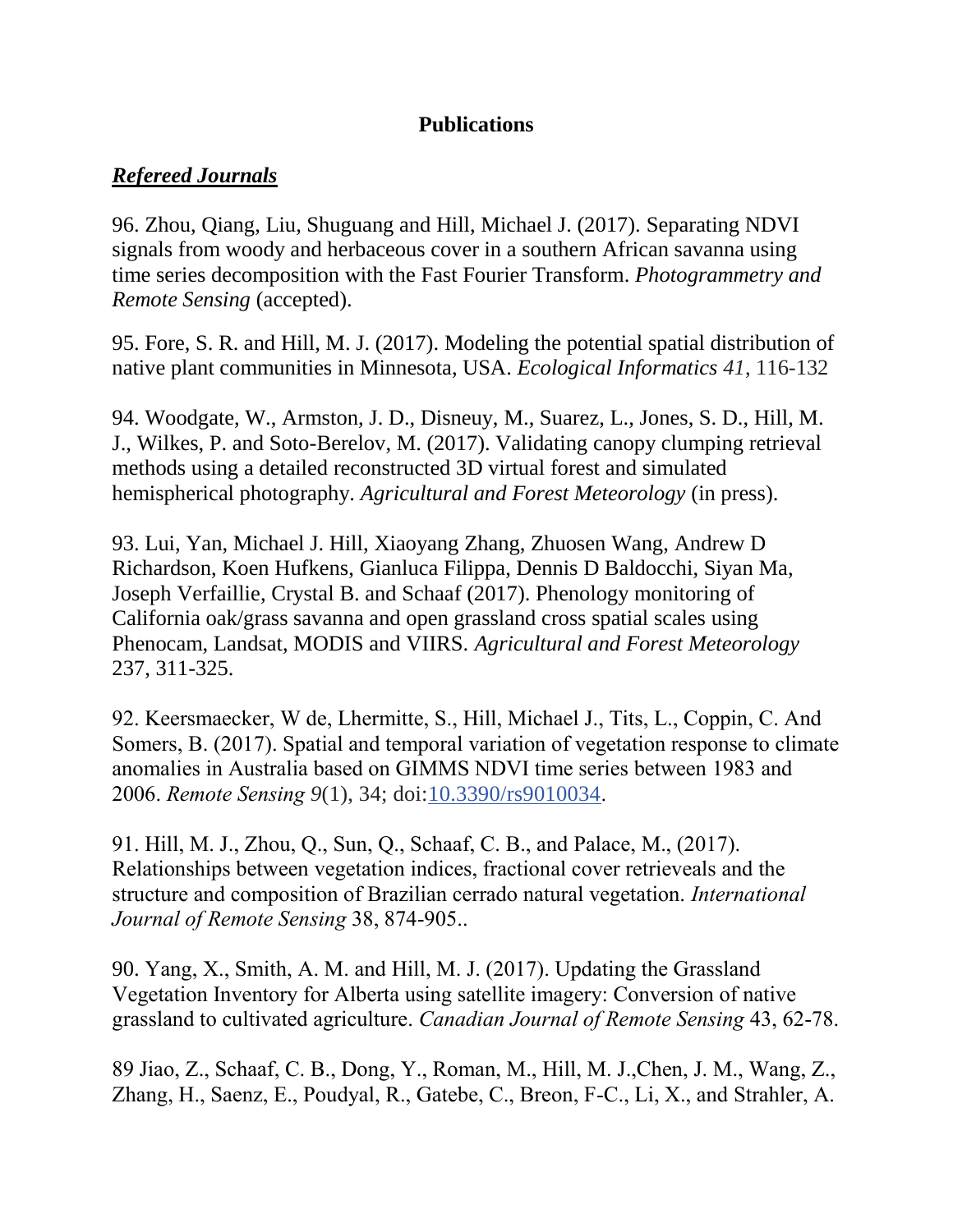# Publications

## ***Refereed Journals***

96. Zhou, Qiang, Liu, Shuguang and Hill, Michael J. (2017). Separating NDVI signals from woody and herbaceous cover in a southern African savanna using time series decomposition with the Fast Fourier Transform. *Photogrammetry and Remote Sensing* (accepted).

95. Fore, S. R. and Hill, M. J. (2017). Modeling the potential spatial distribution of native plant communities in Minnesota, USA. *Ecological Informatics 41*, 116-132

94. Woodgate, W., Armston, J. D., Disneuy, M., Suarez, L., Jones, S. D., Hill, M. J., Wilkes, P. and Soto-Berelov, M. (2017). Validating canopy clumping retrieval methods using a detailed reconstructed 3D virtual forest and simulated hemispherical photography. *Agricultural and Forest Meteorology* (in press).

93. Lui, Yan, Michael J. Hill, Xiaoyang Zhang, Zhuosen Wang, Andrew D Richardson, Koen Hufkens, Gianluca Filippa, Dennis D Baldocchi, Siyan Ma, Joseph Verfaillie, Crystal B. and Schaaf (2017). Phenology monitoring of California oak/grass savanna and open grassland cross spatial scales using Phenocam, Landsat, MODIS and VIIRS. *Agricultural and Forest Meteorology* 237, 311-325.

92. Keersmaecker, W de, Lhermitte, S., Hill, Michael J., Tits, L., Coppin, C. And Somers, B. (2017). Spatial and temporal variation of vegetation response to climate anomalies in Australia based on GIMMS NDVI time series between 1983 and 2006. *Remote Sensing 9*(1), 34; doi:10.3390/rs9010034.

91. Hill, M. J., Zhou, Q., Sun, Q., Schaaf, C. B., and Palace, M., (2017). Relationships between vegetation indices, fractional cover retrieveals and the structure and composition of Brazilian cerrado natural vegetation. *International Journal of Remote Sensing* 38, 874-905..

90. Yang, X., Smith, A. M. and Hill, M. J. (2017). Updating the Grassland Vegetation Inventory for Alberta using satellite imagery: Conversion of native grassland to cultivated agriculture. *Canadian Journal of Remote Sensing* 43, 62-78.

89 Jiao, Z., Schaaf, C. B., Dong, Y., Roman, M., Hill, M. J.,Chen, J. M., Wang, Z., Zhang, H., Saenz, E., Poudyal, R., Gatebe, C., Breon, F-C., Li, X., and Strahler, A.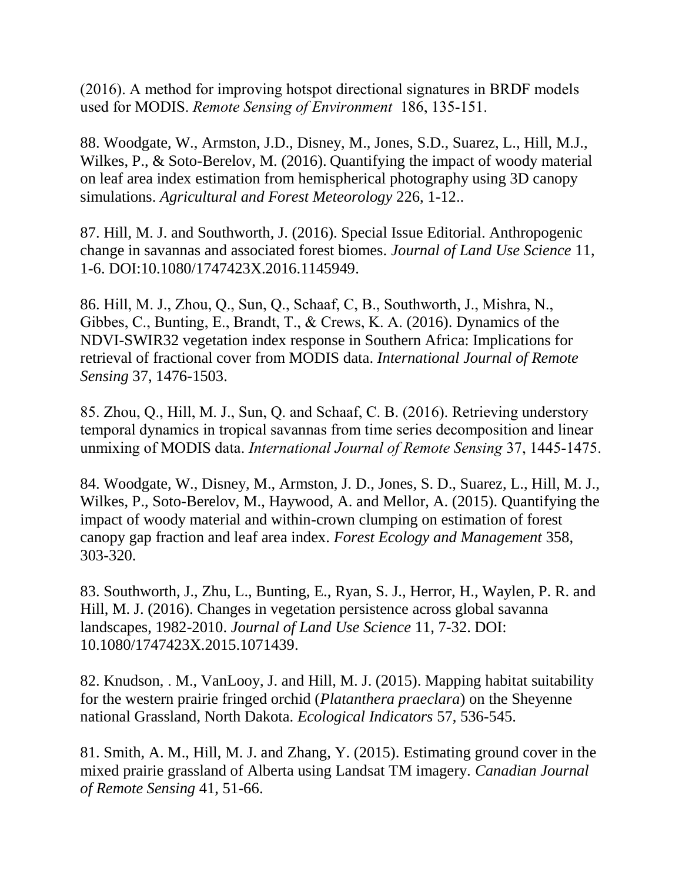(2016). A method for improving hotspot directional signatures in BRDF models used for MODIS. *Remote Sensing of Environment* 186, 135-151.

88. Woodgate, W., Armston, J.D., Disney, M., Jones, S.D., Suarez, L., Hill, M.J., Wilkes, P., & Soto-Berelov, M. (2016). Quantifying the impact of woody material on leaf area index estimation from hemispherical photography using 3D canopy simulations. *Agricultural and Forest Meteorology* 226, 1-12..

87. Hill, M. J. and Southworth, J. (2016). Special Issue Editorial. Anthropogenic change in savannas and associated forest biomes. *Journal of Land Use Science* 11, 1-6. DOI:10.1080/1747423X.2016.1145949.

86. Hill, M. J., Zhou, Q., Sun, Q., Schaaf, C, B., Southworth, J., Mishra, N., Gibbes, C., Bunting, E., Brandt, T., & Crews, K. A. (2016). Dynamics of the NDVI-SWIR32 vegetation index response in Southern Africa: Implications for retrieval of fractional cover from MODIS data. *International Journal of Remote Sensing* 37, 1476-1503.

85. Zhou, Q., Hill, M. J., Sun, Q. and Schaaf, C. B. (2016). Retrieving understory temporal dynamics in tropical savannas from time series decomposition and linear unmixing of MODIS data. *International Journal of Remote Sensing* 37, 1445-1475.

84. Woodgate, W., Disney, M., Armston, J. D., Jones, S. D., Suarez, L., Hill, M. J., Wilkes, P., Soto-Berelov, M., Haywood, A. and Mellor, A. (2015). Quantifying the impact of woody material and within-crown clumping on estimation of forest canopy gap fraction and leaf area index. *Forest Ecology and Management* 358, 303-320.

83. Southworth, J., Zhu, L., Bunting, E., Ryan, S. J., Herror, H., Waylen, P. R. and Hill, M. J. (2016). Changes in vegetation persistence across global savanna landscapes, 1982-2010. *Journal of Land Use Science* 11, 7-32. DOI: 10.1080/1747423X.2015.1071439.

82. Knudson, . M., VanLooy, J. and Hill, M. J. (2015). Mapping habitat suitability for the western prairie fringed orchid (*Platanthera praeclara*) on the Sheyenne national Grassland, North Dakota. *Ecological Indicators* 57, 536-545.

81. Smith, A. M., Hill, M. J. and Zhang, Y. (2015). Estimating ground cover in the mixed prairie grassland of Alberta using Landsat TM imagery. *Canadian Journal of Remote Sensing* 41, 51-66.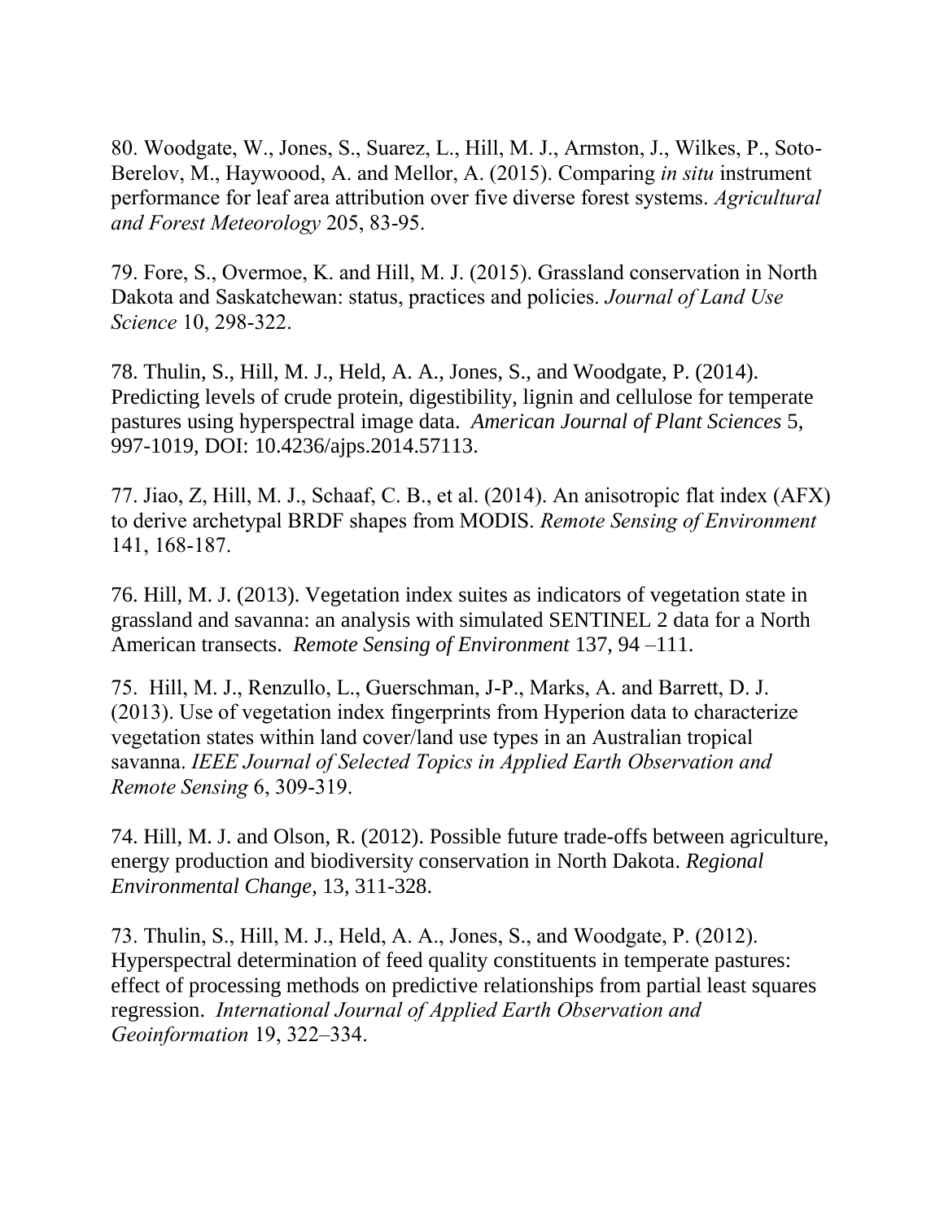80. Woodgate, W., Jones, S., Suarez, L., Hill, M. J., Armston, J., Wilkes, P., Soto-Berelov, M., Haywoood, A. and Mellor, A. (2015). Comparing *in situ* instrument performance for leaf area attribution over five diverse forest systems. *Agricultural and Forest Meteorology* 205, 83-95.

79. Fore, S., Overmoe, K. and Hill, M. J. (2015). Grassland conservation in North Dakota and Saskatchewan: status, practices and policies. *Journal of Land Use Science* 10, 298-322.

78. Thulin, S., Hill, M. J., Held, A. A., Jones, S., and Woodgate, P. (2014). Predicting levels of crude protein, digestibility, lignin and cellulose for temperate pastures using hyperspectral image data. *American Journal of Plant Sciences* 5, 997-1019, DOI: 10.4236/ajps.2014.57113.

77. Jiao, Z, Hill, M. J., Schaaf, C. B., et al. (2014). An anisotropic flat index (AFX) to derive archetypal BRDF shapes from MODIS. *Remote Sensing of Environment* 141, 168-187.

76. Hill, M. J. (2013). Vegetation index suites as indicators of vegetation state in grassland and savanna: an analysis with simulated SENTINEL 2 data for a North American transects. *Remote Sensing of Environment* 137, 94 –111.

75. Hill, M. J., Renzullo, L., Guerschman, J-P., Marks, A. and Barrett, D. J. (2013). Use of vegetation index fingerprints from Hyperion data to characterize vegetation states within land cover/land use types in an Australian tropical savanna. *IEEE Journal of Selected Topics in Applied Earth Observation and Remote Sensing* 6, 309-319.

74. Hill, M. J. and Olson, R. (2012). Possible future trade-offs between agriculture, energy production and biodiversity conservation in North Dakota. *Regional Environmental Change,* 13, 311-328.

73. Thulin, S., Hill, M. J., Held, A. A., Jones, S., and Woodgate, P. (2012). Hyperspectral determination of feed quality constituents in temperate pastures: effect of processing methods on predictive relationships from partial least squares regression. *International Journal of Applied Earth Observation and Geoinformation* 19, 322–334.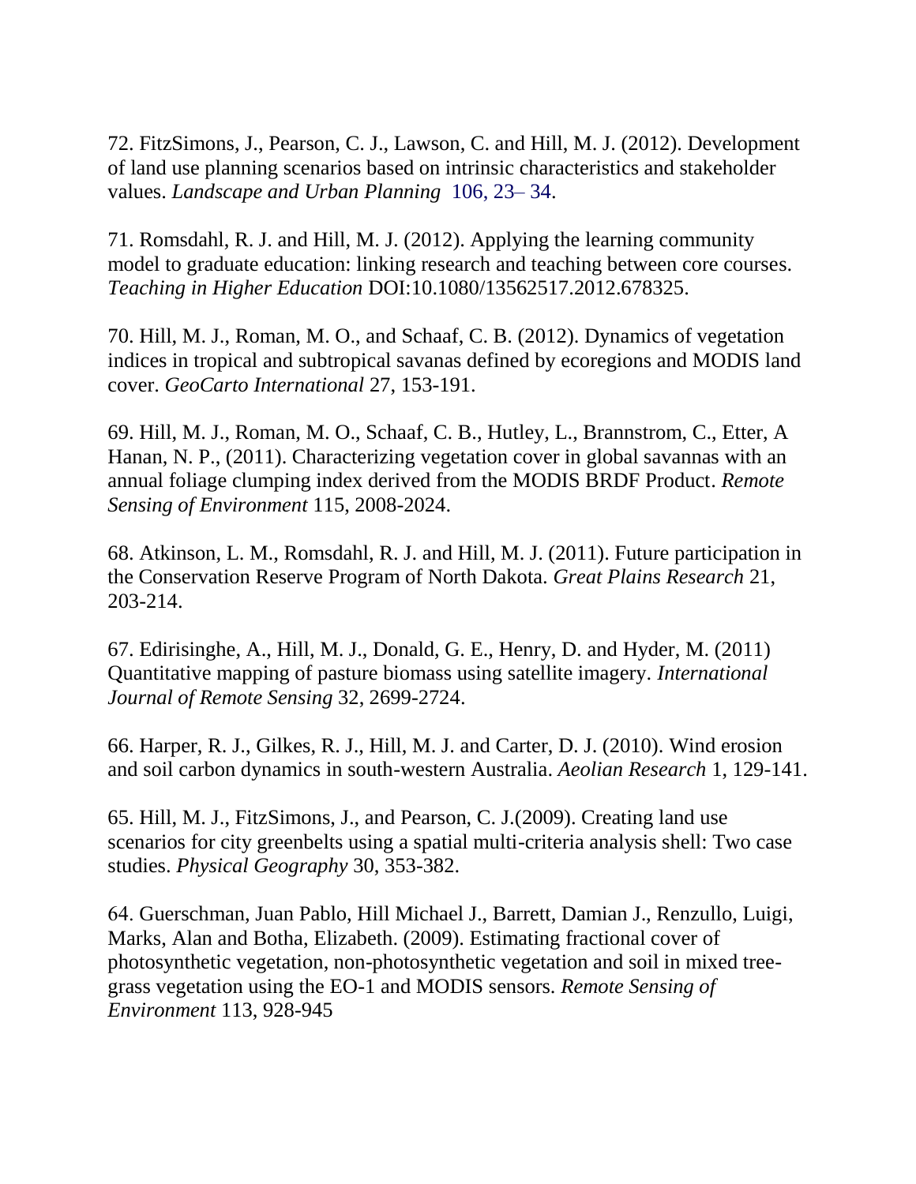72. FitzSimons, J., Pearson, C. J., Lawson, C. and Hill, M. J. (2012). Development of land use planning scenarios based on intrinsic characteristics and stakeholder values. *Landscape and Urban Planning* 106, 23– 34.

71. Romsdahl, R. J. and Hill, M. J. (2012). Applying the learning community model to graduate education: linking research and teaching between core courses. *Teaching in Higher Education* DOI:10.1080/13562517.2012.678325.

70. Hill, M. J., Roman, M. O., and Schaaf, C. B. (2012). Dynamics of vegetation indices in tropical and subtropical savanas defined by ecoregions and MODIS land cover. *GeoCarto International* 27, 153-191.

69. Hill, M. J., Roman, M. O., Schaaf, C. B., Hutley, L., Brannstrom, C., Etter, A Hanan, N. P., (2011). Characterizing vegetation cover in global savannas with an annual foliage clumping index derived from the MODIS BRDF Product. *Remote Sensing of Environment* 115, 2008-2024.

68. Atkinson, L. M., Romsdahl, R. J. and Hill, M. J. (2011). Future participation in the Conservation Reserve Program of North Dakota. *Great Plains Research* 21, 203-214.

67. Edirisinghe, A., Hill, M. J., Donald, G. E., Henry, D. and Hyder, M. (2011) Quantitative mapping of pasture biomass using satellite imagery. *International Journal of Remote Sensing* 32, 2699-2724.

66. Harper, R. J., Gilkes, R. J., Hill, M. J. and Carter, D. J. (2010). Wind erosion and soil carbon dynamics in south-western Australia. *Aeolian Research* 1, 129-141.

65. Hill, M. J., FitzSimons, J., and Pearson, C. J.(2009). Creating land use scenarios for city greenbelts using a spatial multi-criteria analysis shell: Two case studies. *Physical Geography* 30, 353-382.

64. Guerschman, Juan Pablo, Hill Michael J., Barrett, Damian J., Renzullo, Luigi, Marks, Alan and Botha, Elizabeth. (2009). Estimating fractional cover of photosynthetic vegetation, non-photosynthetic vegetation and soil in mixed tree-grass vegetation using the EO-1 and MODIS sensors. *Remote Sensing of Environment* 113, 928-945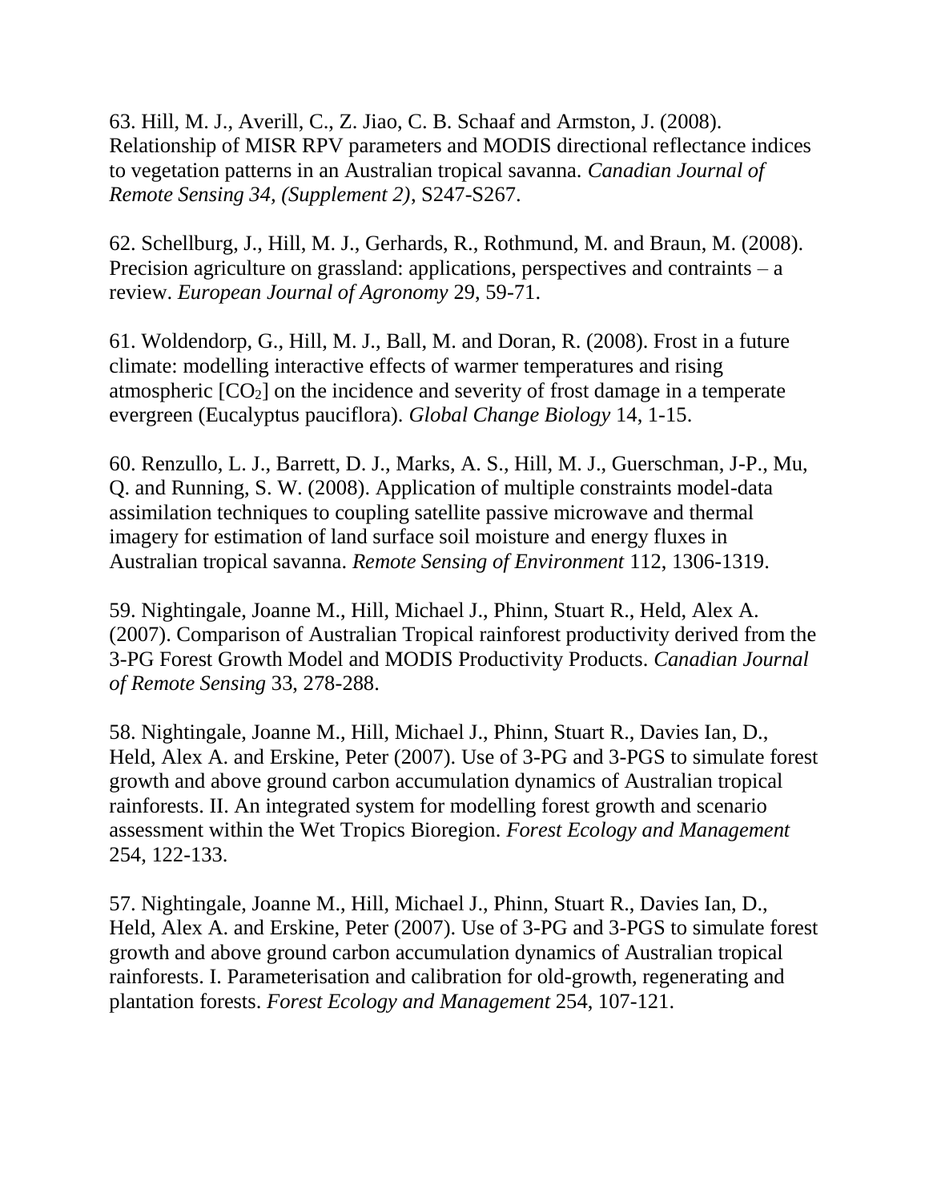63. Hill, M. J., Averill, C., Z. Jiao, C. B. Schaaf and Armston, J. (2008). Relationship of MISR RPV parameters and MODIS directional reflectance indices to vegetation patterns in an Australian tropical savanna. *Canadian Journal of Remote Sensing 34, (Supplement 2)*, S247-S267.

62. Schellburg, J., Hill, M. J., Gerhards, R., Rothmund, M. and Braun, M. (2008). Precision agriculture on grassland: applications, perspectives and contraints – a review. *European Journal of Agronomy* 29, 59-71.

61. Woldendorp, G., Hill, M. J., Ball, M. and Doran, R. (2008). Frost in a future climate: modelling interactive effects of warmer temperatures and rising atmospheric [$CO_2$] on the incidence and severity of frost damage in a temperate evergreen (Eucalyptus pauciflora). *Global Change Biology* 14, 1-15.

60. Renzullo, L. J., Barrett, D. J., Marks, A. S., Hill, M. J., Guerschman, J-P., Mu, Q. and Running, S. W. (2008). Application of multiple constraints model-data assimilation techniques to coupling satellite passive microwave and thermal imagery for estimation of land surface soil moisture and energy fluxes in Australian tropical savanna. *Remote Sensing of Environment* 112, 1306-1319.

59. Nightingale, Joanne M., Hill, Michael J., Phinn, Stuart R., Held, Alex A. (2007). Comparison of Australian Tropical rainforest productivity derived from the 3-PG Forest Growth Model and MODIS Productivity Products. *Canadian Journal of Remote Sensing* 33, 278-288.

58. Nightingale, Joanne M., Hill, Michael J., Phinn, Stuart R., Davies Ian, D., Held, Alex A. and Erskine, Peter (2007). Use of 3-PG and 3-PGS to simulate forest growth and above ground carbon accumulation dynamics of Australian tropical rainforests. II. An integrated system for modelling forest growth and scenario assessment within the Wet Tropics Bioregion. *Forest Ecology and Management* 254, 122-133.

57. Nightingale, Joanne M., Hill, Michael J., Phinn, Stuart R., Davies Ian, D., Held, Alex A. and Erskine, Peter (2007). Use of 3-PG and 3-PGS to simulate forest growth and above ground carbon accumulation dynamics of Australian tropical rainforests. I. Parameterisation and calibration for old-growth, regenerating and plantation forests. *Forest Ecology and Management* 254, 107-121.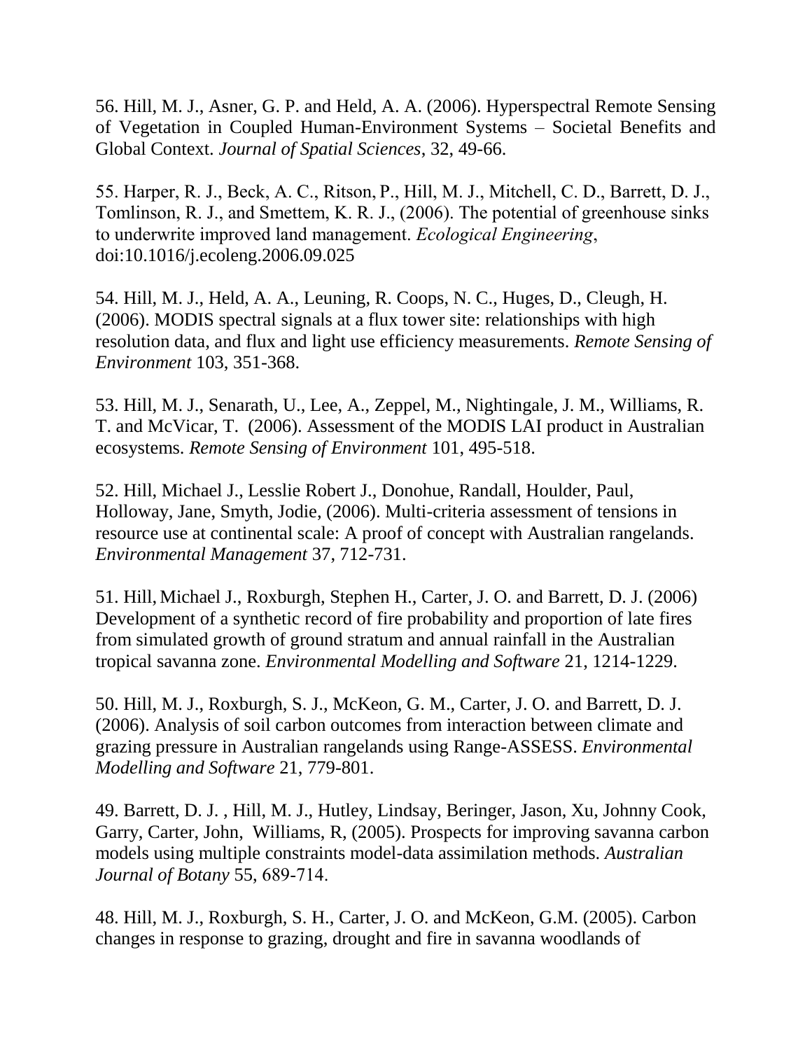56. Hill, M. J., Asner, G. P. and Held, A. A. (2006). Hyperspectral Remote Sensing of Vegetation in Coupled Human-Environment Systems – Societal Benefits and Global Context. *Journal of Spatial Sciences*, 32, 49-66.

55. Harper, R. J., Beck, A. C., Ritson, P., Hill, M. J., Mitchell, C. D., Barrett, D. J., Tomlinson, R. J., and Smettem, K. R. J., (2006). The potential of greenhouse sinks to underwrite improved land management. *Ecological Engineering*, doi:10.1016/j.ecoleng.2006.09.025

54. Hill, M. J., Held, A. A., Leuning, R. Coops, N. C., Huges, D., Cleugh, H. (2006). MODIS spectral signals at a flux tower site: relationships with high resolution data, and flux and light use efficiency measurements. *Remote Sensing of Environment* 103, 351-368.

53. Hill, M. J., Senarath, U., Lee, A., Zeppel, M., Nightingale, J. M., Williams, R. T. and McVicar, T. (2006). Assessment of the MODIS LAI product in Australian ecosystems. *Remote Sensing of Environment* 101, 495-518.

52. Hill, Michael J., Lesslie Robert J., Donohue, Randall, Houlder, Paul, Holloway, Jane, Smyth, Jodie, (2006). Multi-criteria assessment of tensions in resource use at continental scale: A proof of concept with Australian rangelands. *Environmental Management* 37, 712-731.

51. Hill, Michael J., Roxburgh, Stephen H., Carter, J. O. and Barrett, D. J. (2006) Development of a synthetic record of fire probability and proportion of late fires from simulated growth of ground stratum and annual rainfall in the Australian tropical savanna zone. *Environmental Modelling and Software* 21, 1214-1229.

50. Hill, M. J., Roxburgh, S. J., McKeon, G. M., Carter, J. O. and Barrett, D. J. (2006). Analysis of soil carbon outcomes from interaction between climate and grazing pressure in Australian rangelands using Range-ASSESS. *Environmental Modelling and Software* 21, 779-801.

49. Barrett, D. J. , Hill, M. J., Hutley, Lindsay, Beringer, Jason, Xu, Johnny Cook, Garry, Carter, John, Williams, R, (2005). Prospects for improving savanna carbon models using multiple constraints model-data assimilation methods. *Australian Journal of Botany* 55, 689-714.

48. Hill, M. J., Roxburgh, S. H., Carter, J. O. and McKeon, G.M. (2005). Carbon changes in response to grazing, drought and fire in savanna woodlands of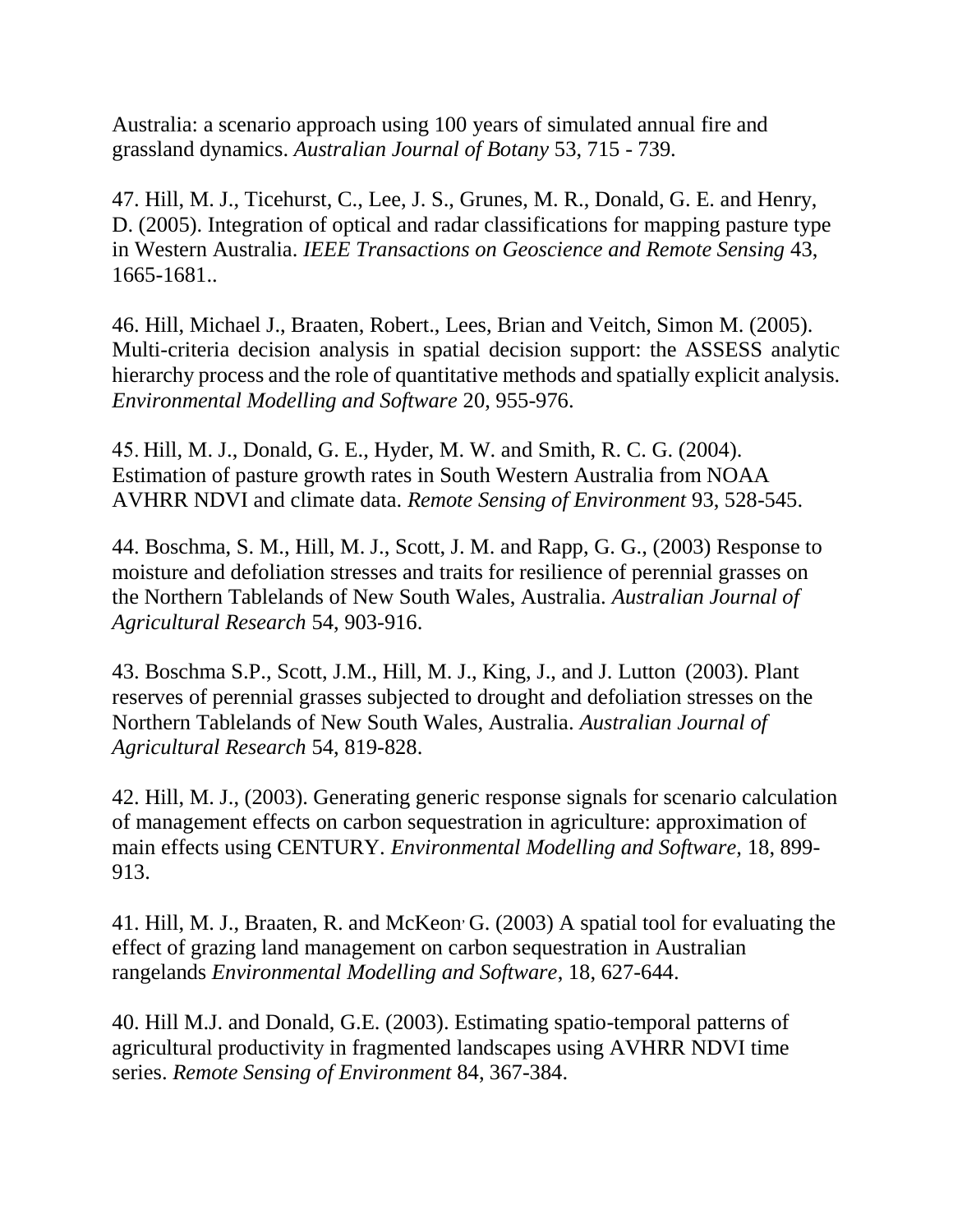Australia: a scenario approach using 100 years of simulated annual fire and grassland dynamics. *Australian Journal of Botany* 53, 715 - 739.

47. Hill, M. J., Ticehurst, C., Lee, J. S., Grunes, M. R., Donald, G. E. and Henry, D. (2005). Integration of optical and radar classifications for mapping pasture type in Western Australia. *IEEE Transactions on Geoscience and Remote Sensing* 43, 1665-1681..

46. Hill, Michael J., Braaten, Robert., Lees, Brian and Veitch, Simon M. (2005). Multi-criteria decision analysis in spatial decision support: the ASSESS analytic hierarchy process and the role of quantitative methods and spatially explicit analysis. *Environmental Modelling and Software* 20, 955-976.

45. Hill, M. J., Donald, G. E., Hyder, M. W. and Smith, R. C. G. (2004). Estimation of pasture growth rates in South Western Australia from NOAA AVHRR NDVI and climate data. *Remote Sensing of Environment* 93, 528-545.

44. Boschma, S. M., Hill, M. J., Scott, J. M. and Rapp, G. G., (2003) Response to moisture and defoliation stresses and traits for resilience of perennial grasses on the Northern Tablelands of New South Wales, Australia. *Australian Journal of Agricultural Research* 54, 903-916.

43. Boschma S.P., Scott, J.M., Hill, M. J., King, J., and J. Lutton (2003). Plant reserves of perennial grasses subjected to drought and defoliation stresses on the Northern Tablelands of New South Wales, Australia. *Australian Journal of Agricultural Research* 54, 819-828.

42. Hill, M. J., (2003). Generating generic response signals for scenario calculation of management effects on carbon sequestration in agriculture: approximation of main effects using CENTURY. *Environmental Modelling and Software,* 18, 899-913.

41. Hill, M. J., Braaten, R. and McKeon, G. (2003) A spatial tool for evaluating the effect of grazing land management on carbon sequestration in Australian rangelands *Environmental Modelling and Software*, 18, 627-644.

40. Hill M.J. and Donald, G.E. (2003). Estimating spatio-temporal patterns of agricultural productivity in fragmented landscapes using AVHRR NDVI time series. *Remote Sensing of Environment* 84, 367-384.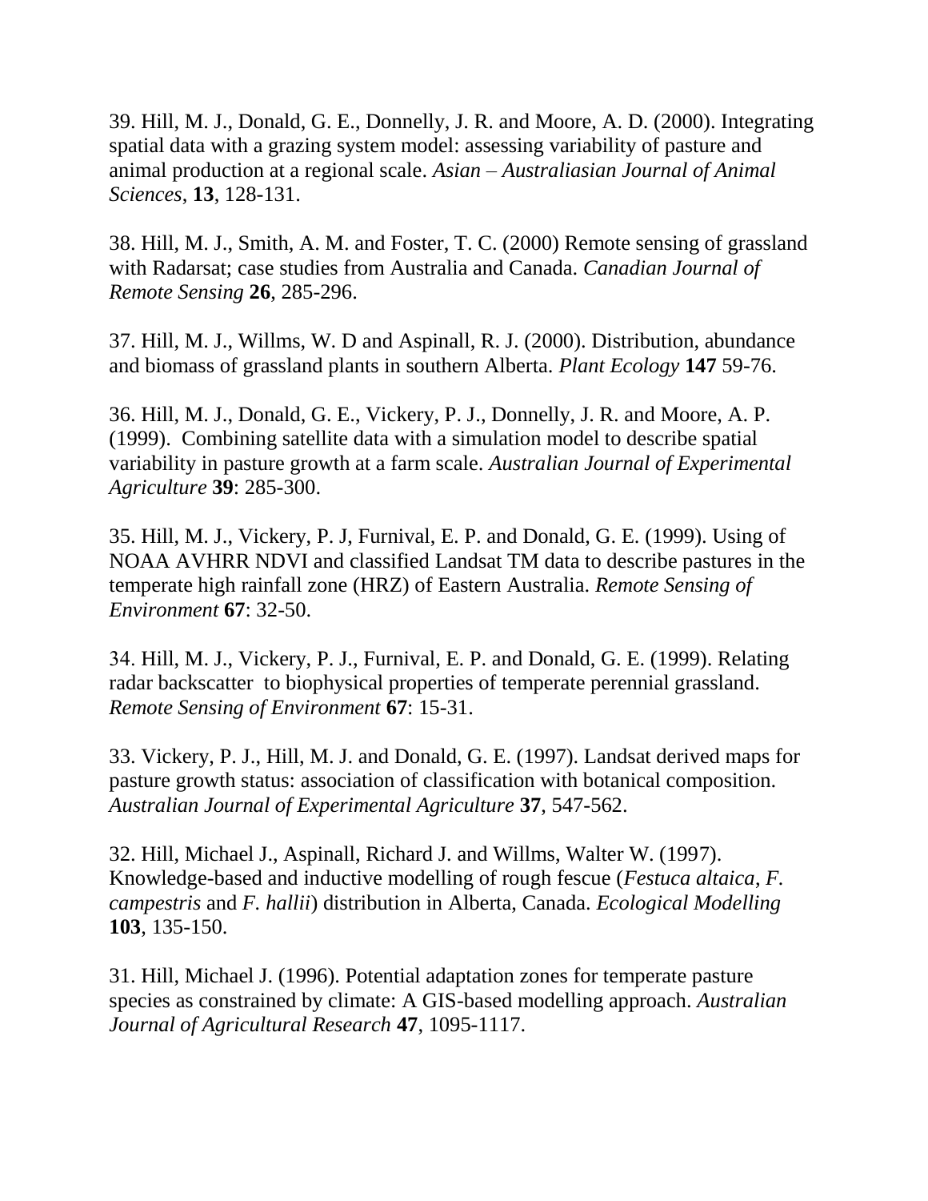39. Hill, M. J., Donald, G. E., Donnelly, J. R. and Moore, A. D. (2000). Integrating spatial data with a grazing system model: assessing variability of pasture and animal production at a regional scale. *Asian – Australiasian Journal of Animal Sciences*, **13**, 128-131.

38. Hill, M. J., Smith, A. M. and Foster, T. C. (2000) Remote sensing of grassland with Radarsat; case studies from Australia and Canada. *Canadian Journal of Remote Sensing* **26**, 285-296.

37. Hill, M. J., Willms, W. D and Aspinall, R. J. (2000). Distribution, abundance and biomass of grassland plants in southern Alberta. *Plant Ecology* **147** 59-76.

36. Hill, M. J., Donald, G. E., Vickery, P. J., Donnelly, J. R. and Moore, A. P. (1999). Combining satellite data with a simulation model to describe spatial variability in pasture growth at a farm scale. *Australian Journal of Experimental Agriculture* **39**: 285-300.

35. Hill, M. J., Vickery, P. J, Furnival, E. P. and Donald, G. E. (1999). Using of NOAA AVHRR NDVI and classified Landsat TM data to describe pastures in the temperate high rainfall zone (HRZ) of Eastern Australia. *Remote Sensing of Environment* **67**: 32-50.

34. Hill, M. J., Vickery, P. J., Furnival, E. P. and Donald, G. E. (1999). Relating radar backscatter to biophysical properties of temperate perennial grassland. *Remote Sensing of Environment* **67**: 15-31.

33. Vickery, P. J., Hill, M. J. and Donald, G. E. (1997). Landsat derived maps for pasture growth status: association of classification with botanical composition. *Australian Journal of Experimental Agriculture* **37**, 547-562.

32. Hill, Michael J., Aspinall, Richard J. and Willms, Walter W. (1997). Knowledge-based and inductive modelling of rough fescue (*Festuca altaica*, *F. campestris* and *F. hallii*) distribution in Alberta, Canada. *Ecological Modelling* **103**, 135-150.

31. Hill, Michael J. (1996). Potential adaptation zones for temperate pasture species as constrained by climate: A GIS-based modelling approach. *Australian Journal of Agricultural Research* **47**, 1095-1117.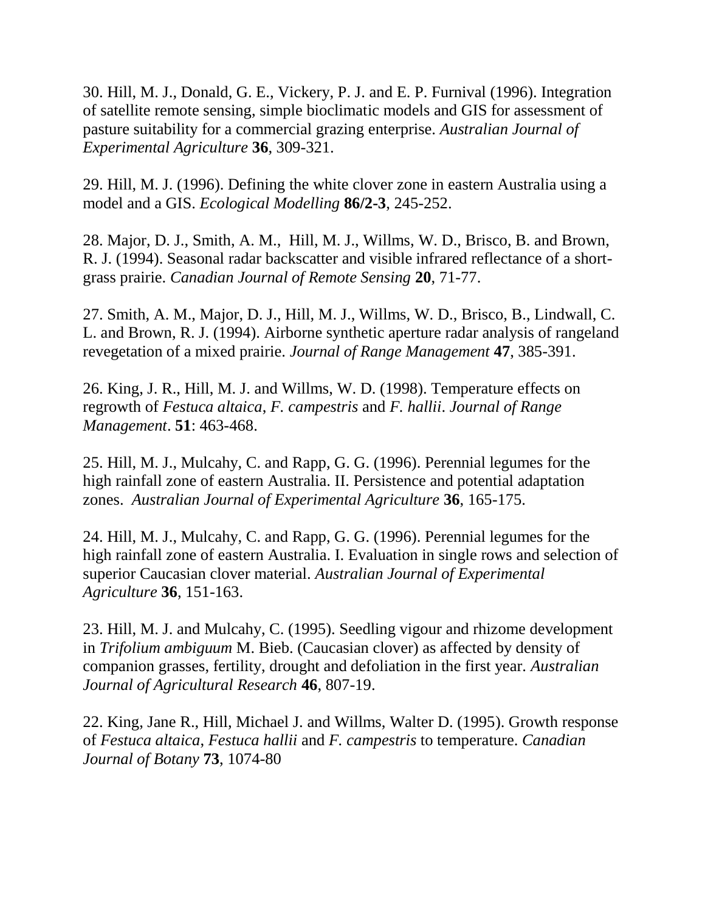30. Hill, M. J., Donald, G. E., Vickery, P. J. and E. P. Furnival (1996). Integration of satellite remote sensing, simple bioclimatic models and GIS for assessment of pasture suitability for a commercial grazing enterprise. *Australian Journal of Experimental Agriculture* **36**, 309-321.

29. Hill, M. J. (1996). Defining the white clover zone in eastern Australia using a model and a GIS. *Ecological Modelling* **86/2-3**, 245-252.

28. Major, D. J., Smith, A. M., Hill, M. J., Willms, W. D., Brisco, B. and Brown, R. J. (1994). Seasonal radar backscatter and visible infrared reflectance of a short-grass prairie. *Canadian Journal of Remote Sensing* **20**, 71-77.

27. Smith, A. M., Major, D. J., Hill, M. J., Willms, W. D., Brisco, B., Lindwall, C. L. and Brown, R. J. (1994). Airborne synthetic aperture radar analysis of rangeland revegetation of a mixed prairie. *Journal of Range Management* **47**, 385-391.

26. King, J. R., Hill, M. J. and Willms, W. D. (1998). Temperature effects on regrowth of *Festuca altaica*, *F. campestris* and *F. hallii*. *Journal of Range Management*. **51**: 463-468.

25. Hill, M. J., Mulcahy, C. and Rapp, G. G. (1996). Perennial legumes for the high rainfall zone of eastern Australia. II. Persistence and potential adaptation zones. *Australian Journal of Experimental Agriculture* **36**, 165-175.

24. Hill, M. J., Mulcahy, C. and Rapp, G. G. (1996). Perennial legumes for the high rainfall zone of eastern Australia. I. Evaluation in single rows and selection of superior Caucasian clover material. *Australian Journal of Experimental Agriculture* **36**, 151-163.

23. Hill, M. J. and Mulcahy, C. (1995). Seedling vigour and rhizome development in *Trifolium ambiguum* M. Bieb. (Caucasian clover) as affected by density of companion grasses, fertility, drought and defoliation in the first year. *Australian Journal of Agricultural Research* **46**, 807-19.

22. King, Jane R., Hill, Michael J. and Willms, Walter D. (1995). Growth response of *Festuca altaica*, *Festuca hallii* and *F. campestris* to temperature. *Canadian Journal of Botany* **73**, 1074-80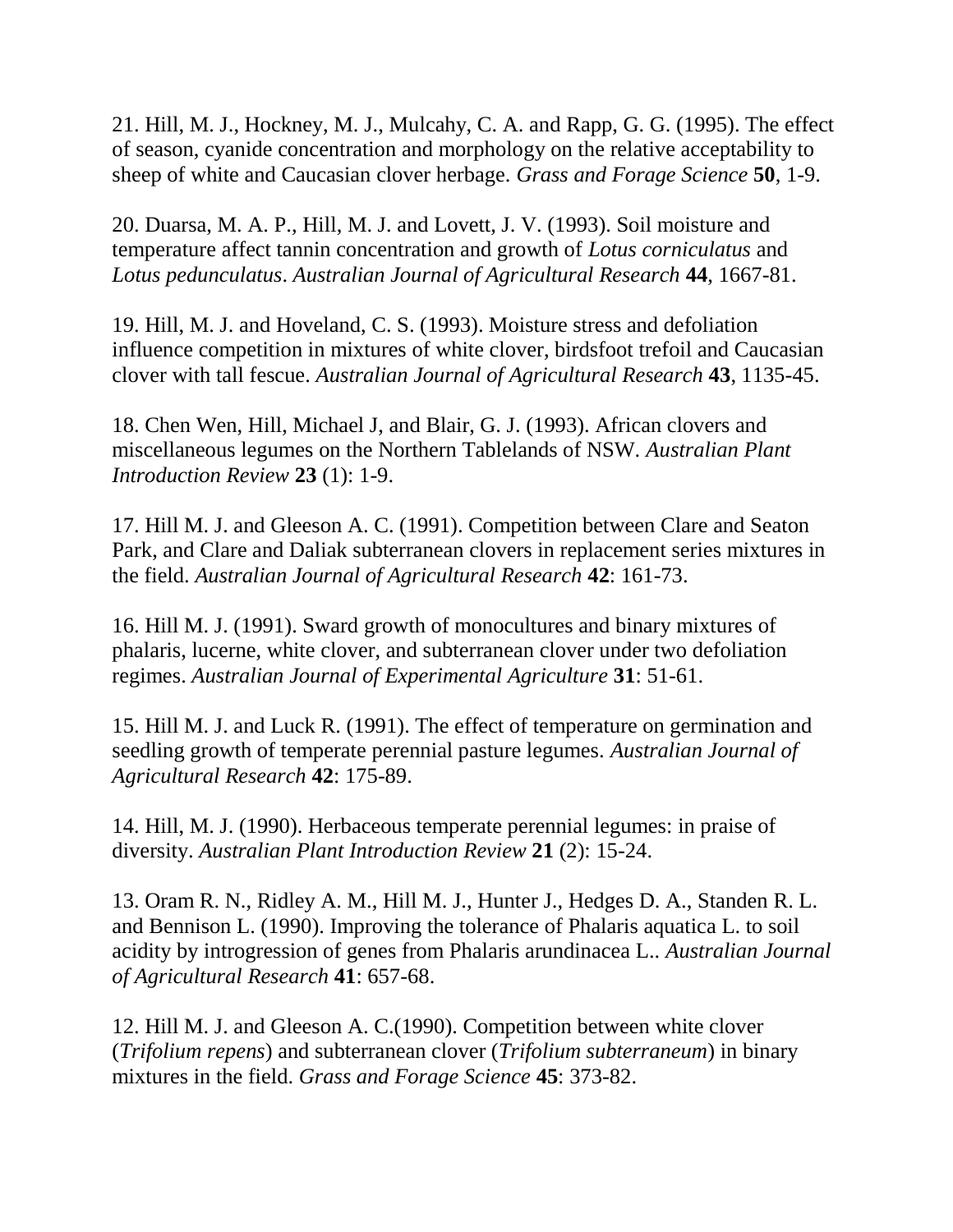21. Hill, M. J., Hockney, M. J., Mulcahy, C. A. and Rapp, G. G. (1995). The effect of season, cyanide concentration and morphology on the relative acceptability to sheep of white and Caucasian clover herbage. *Grass and Forage Science* **50**, 1-9.

20. Duarsa, M. A. P., Hill, M. J. and Lovett, J. V. (1993). Soil moisture and temperature affect tannin concentration and growth of *Lotus corniculatus* and *Lotus pedunculatus*. *Australian Journal of Agricultural Research* **44**, 1667-81.

19. Hill, M. J. and Hoveland, C. S. (1993). Moisture stress and defoliation influence competition in mixtures of white clover, birdsfoot trefoil and Caucasian clover with tall fescue. *Australian Journal of Agricultural Research* **43**, 1135-45.

18. Chen Wen, Hill, Michael J, and Blair, G. J. (1993). African clovers and miscellaneous legumes on the Northern Tablelands of NSW. *Australian Plant Introduction Review* **23** (1): 1-9.

17. Hill M. J. and Gleeson A. C. (1991). Competition between Clare and Seaton Park, and Clare and Daliak subterranean clovers in replacement series mixtures in the field. *Australian Journal of Agricultural Research* **42**: 161-73.

16. Hill M. J. (1991). Sward growth of monocultures and binary mixtures of phalaris, lucerne, white clover, and subterranean clover under two defoliation regimes. *Australian Journal of Experimental Agriculture* **31**: 51-61.

15. Hill M. J. and Luck R. (1991). The effect of temperature on germination and seedling growth of temperate perennial pasture legumes. *Australian Journal of Agricultural Research* **42**: 175-89.

14. Hill, M. J. (1990). Herbaceous temperate perennial legumes: in praise of diversity. *Australian Plant Introduction Review* **21** (2): 15-24.

13. Oram R. N., Ridley A. M., Hill M. J., Hunter J., Hedges D. A., Standen R. L. and Bennison L. (1990). Improving the tolerance of Phalaris aquatica L. to soil acidity by introgression of genes from Phalaris arundinacea L.. *Australian Journal of Agricultural Research* **41**: 657-68.

12. Hill M. J. and Gleeson A. C.(1990). Competition between white clover (*Trifolium repens*) and subterranean clover (*Trifolium subterraneum*) in binary mixtures in the field. *Grass and Forage Science* **45**: 373-82.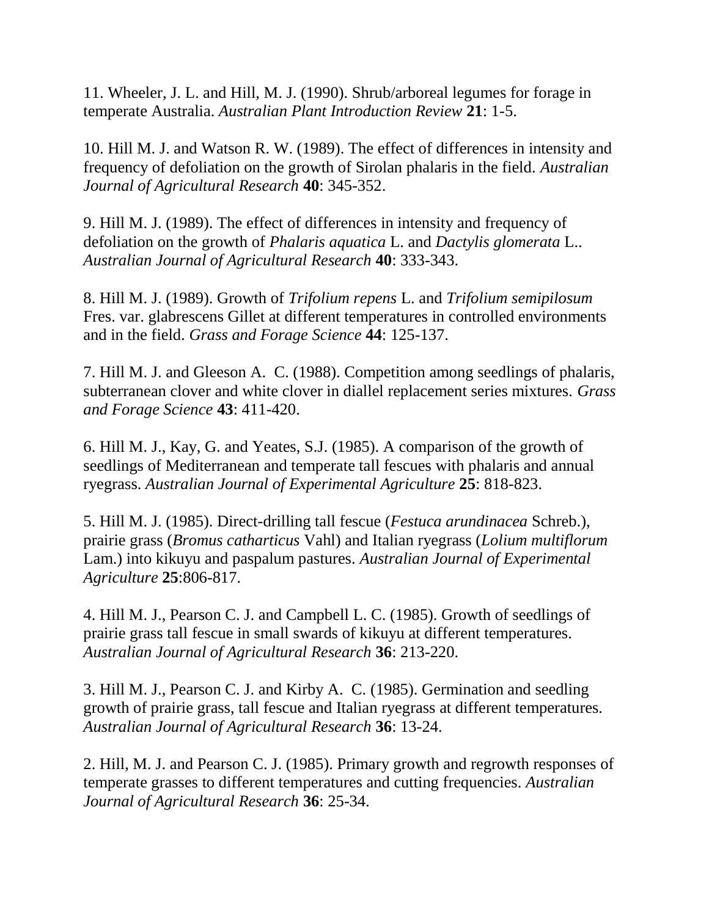11. Wheeler, J. L. and Hill, M. J. (1990). Shrub/arboreal legumes for forage in temperate Australia. *Australian Plant Introduction Review* **21**: 1-5.

10. Hill M. J. and Watson R. W. (1989). The effect of differences in intensity and frequency of defoliation on the growth of Sirolan phalaris in the field. *Australian Journal of Agricultural Research* **40**: 345-352.

9. Hill M. J. (1989). The effect of differences in intensity and frequency of defoliation on the growth of *Phalaris aquatica* L. and *Dactylis glomerata* L.. *Australian Journal of Agricultural Research* **40**: 333-343.

8. Hill M. J. (1989). Growth of *Trifolium repens* L. and *Trifolium semipilosum* Fres. var. glabrescens Gillet at different temperatures in controlled environments and in the field. *Grass and Forage Science* **44**: 125-137.

7. Hill M. J. and Gleeson A. C. (1988). Competition among seedlings of phalaris, subterranean clover and white clover in diallel replacement series mixtures. *Grass and Forage Science* **43**: 411-420.

6. Hill M. J., Kay, G. and Yeates, S.J. (1985). A comparison of the growth of seedlings of Mediterranean and temperate tall fescues with phalaris and annual ryegrass. *Australian Journal of Experimental Agriculture* **25**: 818-823.

5. Hill M. J. (1985). Direct-drilling tall fescue (*Festuca arundinacea* Schreb.), prairie grass (*Bromus catharticus* Vahl) and Italian ryegrass (*Lolium multiflorum* Lam.) into kikuyu and paspalum pastures. *Australian Journal of Experimental Agriculture* **25**:806-817.

4. Hill M. J., Pearson C. J. and Campbell L. C. (1985). Growth of seedlings of prairie grass tall fescue in small swards of kikuyu at different temperatures. *Australian Journal of Agricultural Research* **36**: 213-220.

3. Hill M. J., Pearson C. J. and Kirby A. C. (1985). Germination and seedling growth of prairie grass, tall fescue and Italian ryegrass at different temperatures. *Australian Journal of Agricultural Research* **36**: 13-24.

2. Hill, M. J. and Pearson C. J. (1985). Primary growth and regrowth responses of temperate grasses to different temperatures and cutting frequencies. *Australian Journal of Agricultural Research* **36**: 25-34.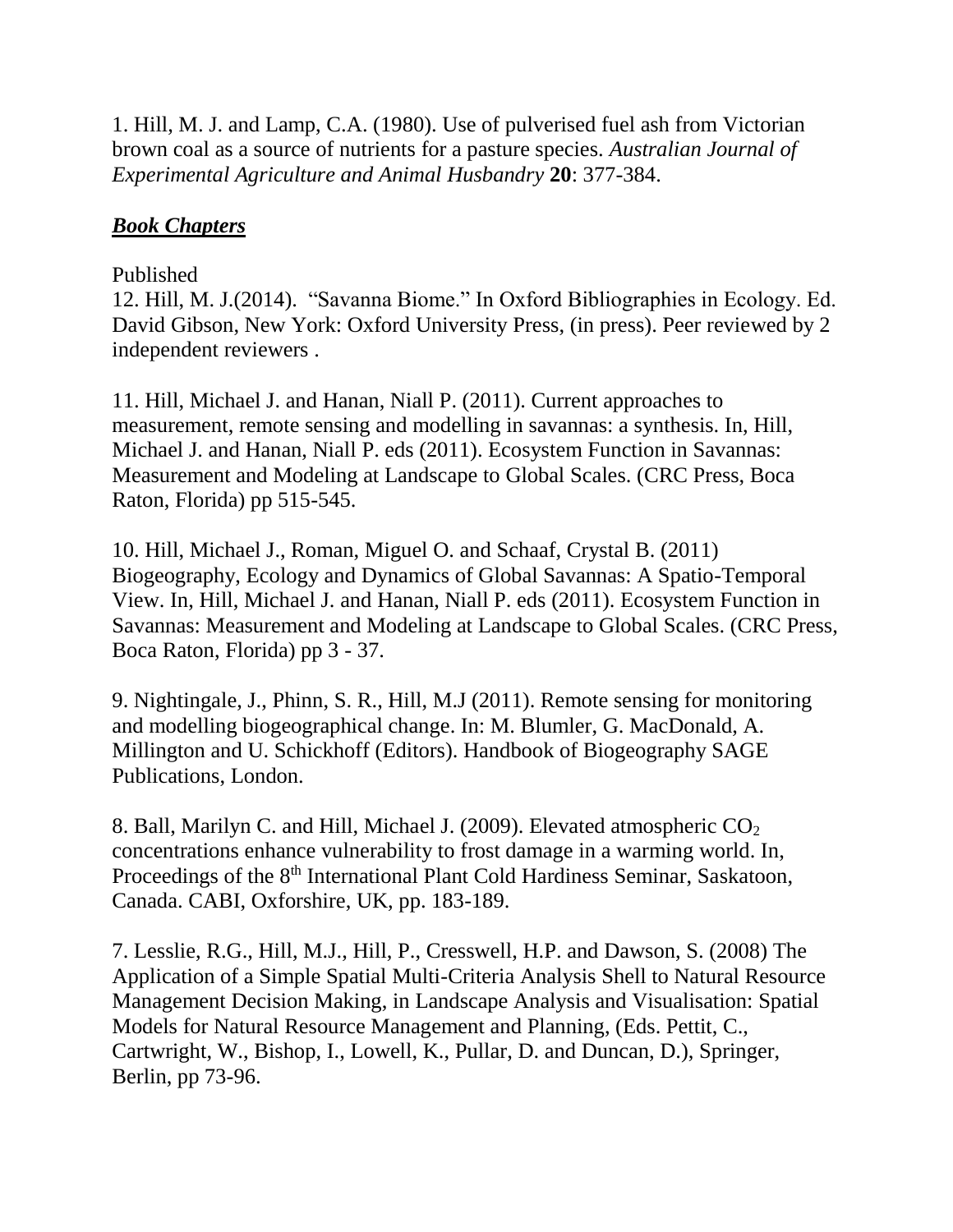1. Hill, M. J. and Lamp, C.A. (1980). Use of pulverised fuel ash from Victorian brown coal as a source of nutrients for a pasture species. *Australian Journal of Experimental Agriculture and Animal Husbandry* **20**: 377-384.

## ***Book Chapters***

Published

12. Hill, M. J.(2014). "Savanna Biome." In Oxford Bibliographies in Ecology. Ed. David Gibson, New York: Oxford University Press, (in press). Peer reviewed by 2 independent reviewers .

11. Hill, Michael J. and Hanan, Niall P. (2011). Current approaches to measurement, remote sensing and modelling in savannas: a synthesis. In, Hill, Michael J. and Hanan, Niall P. eds (2011). Ecosystem Function in Savannas: Measurement and Modeling at Landscape to Global Scales. (CRC Press, Boca Raton, Florida) pp 515-545.

10. Hill, Michael J., Roman, Miguel O. and Schaaf, Crystal B. (2011) Biogeography, Ecology and Dynamics of Global Savannas: A Spatio-Temporal View. In, Hill, Michael J. and Hanan, Niall P. eds (2011). Ecosystem Function in Savannas: Measurement and Modeling at Landscape to Global Scales. (CRC Press, Boca Raton, Florida) pp 3 - 37.

9. Nightingale, J., Phinn, S. R., Hill, M.J (2011). Remote sensing for monitoring and modelling biogeographical change. In: M. Blumler, G. MacDonald, A. Millington and U. Schickhoff (Editors). Handbook of Biogeography SAGE Publications, London.

8. Ball, Marilyn C. and Hill, Michael J. (2009). Elevated atmospheric $CO_2$ concentrations enhance vulnerability to frost damage in a warming world. In, Proceedings of the 8th International Plant Cold Hardiness Seminar, Saskatoon, Canada. CABI, Oxforshire, UK, pp. 183-189.

7. Lesslie, R.G., Hill, M.J., Hill, P., Cresswell, H.P. and Dawson, S. (2008) The Application of a Simple Spatial Multi-Criteria Analysis Shell to Natural Resource Management Decision Making, in Landscape Analysis and Visualisation: Spatial Models for Natural Resource Management and Planning, (Eds. Pettit, C., Cartwright, W., Bishop, I., Lowell, K., Pullar, D. and Duncan, D.), Springer, Berlin, pp 73-96.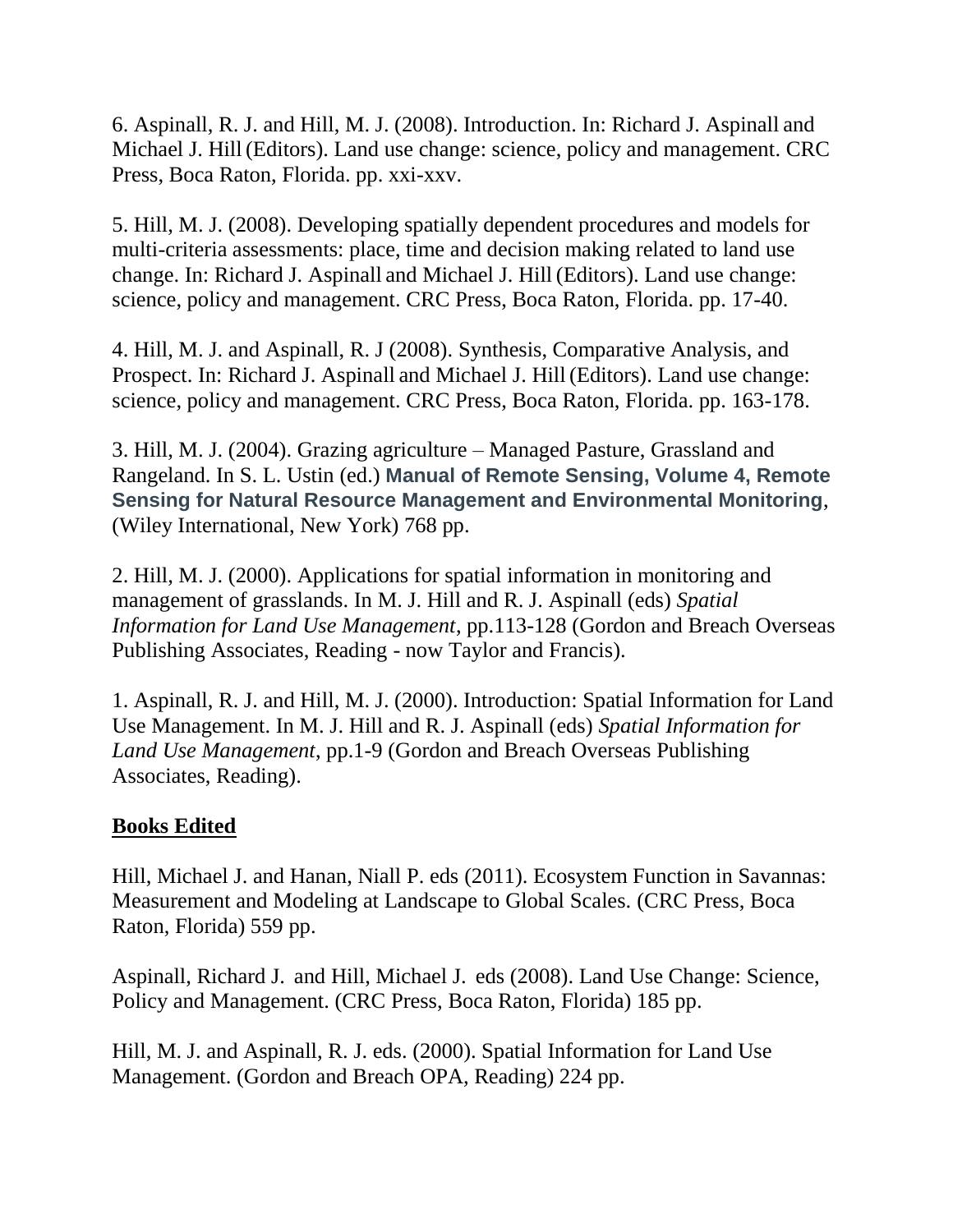6. Aspinall, R. J. and Hill, M. J. (2008). Introduction. In: Richard J. Aspinall and Michael J. Hill (Editors). Land use change: science, policy and management. CRC Press, Boca Raton, Florida. pp. xxi-xxv.

5. Hill, M. J. (2008). Developing spatially dependent procedures and models for multi-criteria assessments: place, time and decision making related to land use change. In: Richard J. Aspinall and Michael J. Hill (Editors). Land use change: science, policy and management. CRC Press, Boca Raton, Florida. pp. 17-40.

4. Hill, M. J. and Aspinall, R. J (2008). Synthesis, Comparative Analysis, and Prospect. In: Richard J. Aspinall and Michael J. Hill (Editors). Land use change: science, policy and management. CRC Press, Boca Raton, Florida. pp. 163-178.

3. Hill, M. J. (2004). Grazing agriculture – Managed Pasture, Grassland and Rangeland. In S. L. Ustin (ed.) **Manual of Remote Sensing, Volume 4, Remote Sensing for Natural Resource Management and Environmental Monitoring**, (Wiley International, New York) 768 pp.

2. Hill, M. J. (2000). Applications for spatial information in monitoring and management of grasslands. In M. J. Hill and R. J. Aspinall (eds) *Spatial Information for Land Use Management*, pp.113-128 (Gordon and Breach Overseas Publishing Associates, Reading - now Taylor and Francis).

1. Aspinall, R. J. and Hill, M. J. (2000). Introduction: Spatial Information for Land Use Management. In M. J. Hill and R. J. Aspinall (eds) *Spatial Information for Land Use Management*, pp.1-9 (Gordon and Breach Overseas Publishing Associates, Reading).

## Books Edited

Hill, Michael J. and Hanan, Niall P. eds (2011). Ecosystem Function in Savannas: Measurement and Modeling at Landscape to Global Scales. (CRC Press, Boca Raton, Florida) 559 pp.

Aspinall, Richard J. and Hill, Michael J. eds (2008). Land Use Change: Science, Policy and Management. (CRC Press, Boca Raton, Florida) 185 pp.

Hill, M. J. and Aspinall, R. J. eds. (2000). Spatial Information for Land Use Management. (Gordon and Breach OPA, Reading) 224 pp.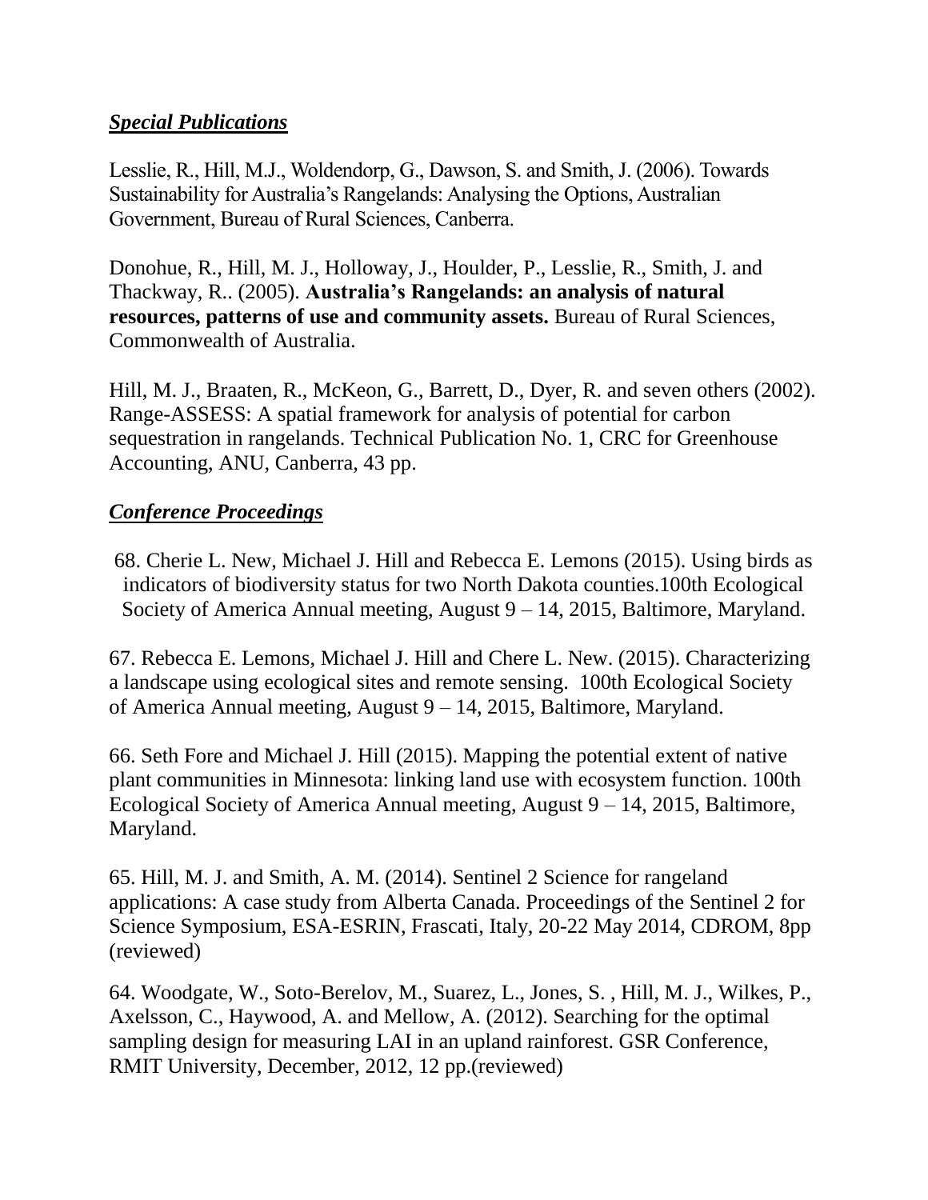### ***Special Publications***

Lesslie, R., Hill, M.J., Woldendorp, G., Dawson, S. and Smith, J. (2006). Towards Sustainability for Australia's Rangelands: Analysing the Options, Australian Government, Bureau of Rural Sciences, Canberra.

Donohue, R., Hill, M. J., Holloway, J., Houlder, P., Lesslie, R., Smith, J. and Thackway, R.. (2005). **Australia's Rangelands: an analysis of natural resources, patterns of use and community assets.** Bureau of Rural Sciences, Commonwealth of Australia.

Hill, M. J., Braaten, R., McKeon, G., Barrett, D., Dyer, R. and seven others (2002). Range-ASSESS: A spatial framework for analysis of potential for carbon sequestration in rangelands. Technical Publication No. 1, CRC for Greenhouse Accounting, ANU, Canberra, 43 pp.

### ***Conference Proceedings***

68. Cherie L. New, Michael J. Hill and Rebecca E. Lemons (2015). Using birds as indicators of biodiversity status for two North Dakota counties.100th Ecological Society of America Annual meeting, August 9 – 14, 2015, Baltimore, Maryland.

67. Rebecca E. Lemons, Michael J. Hill and Chere L. New. (2015). Characterizing a landscape using ecological sites and remote sensing. 100th Ecological Society of America Annual meeting, August 9 – 14, 2015, Baltimore, Maryland.

66. Seth Fore and Michael J. Hill (2015). Mapping the potential extent of native plant communities in Minnesota: linking land use with ecosystem function. 100th Ecological Society of America Annual meeting, August 9 – 14, 2015, Baltimore, Maryland.

65. Hill, M. J. and Smith, A. M. (2014). Sentinel 2 Science for rangeland applications: A case study from Alberta Canada. Proceedings of the Sentinel 2 for Science Symposium, ESA-ESRIN, Frascati, Italy, 20-22 May 2014, CDROM, 8pp (reviewed)

64. Woodgate, W., Soto-Berelov, M., Suarez, L., Jones, S. , Hill, M. J., Wilkes, P., Axelsson, C., Haywood, A. and Mellow, A. (2012). Searching for the optimal sampling design for measuring LAI in an upland rainforest. GSR Conference, RMIT University, December, 2012, 12 pp.(reviewed)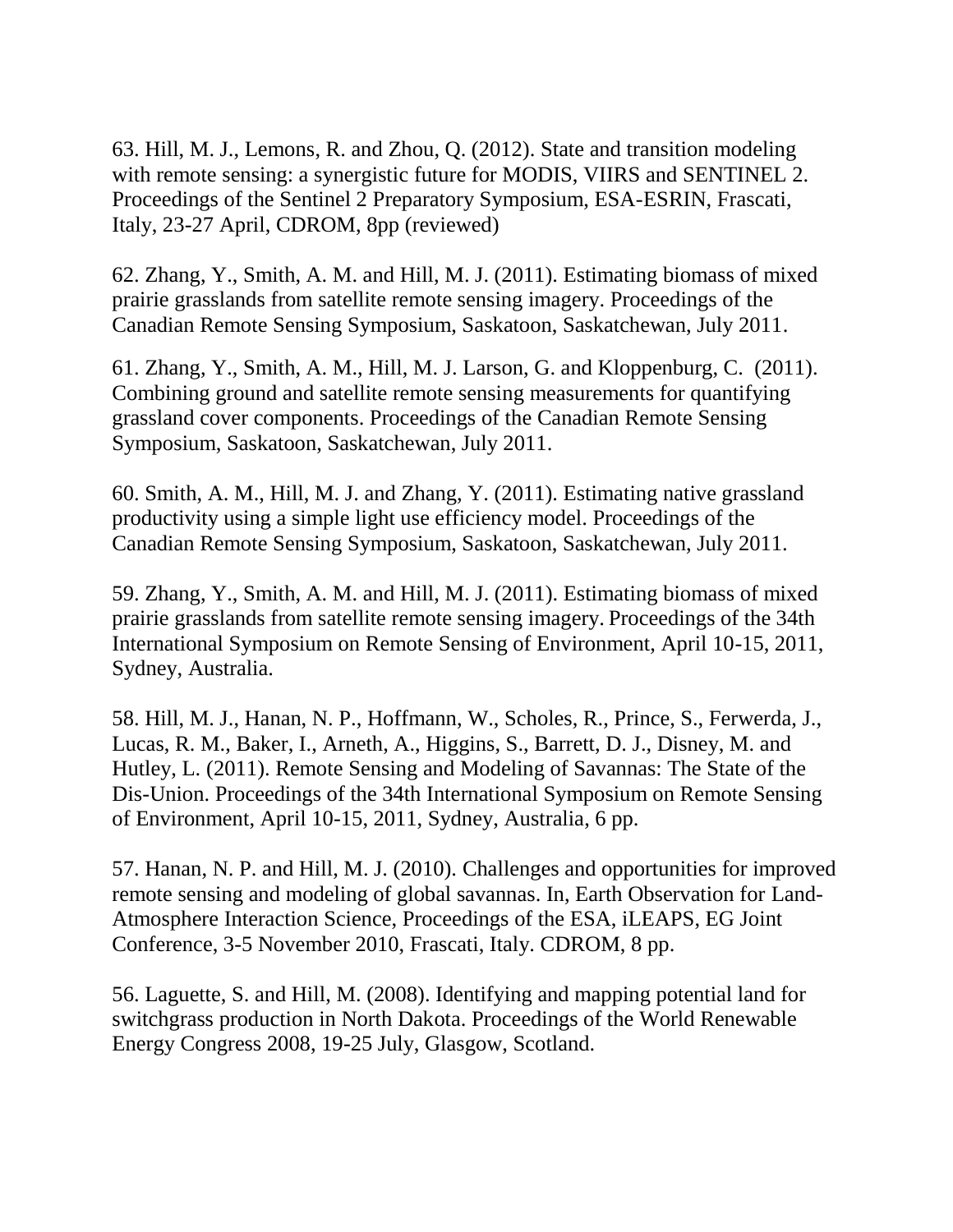63. Hill, M. J., Lemons, R. and Zhou, Q. (2012). State and transition modeling with remote sensing: a synergistic future for MODIS, VIIRS and SENTINEL 2. Proceedings of the Sentinel 2 Preparatory Symposium, ESA-ESRIN, Frascati, Italy, 23-27 April, CDROM, 8pp (reviewed)

62. Zhang, Y., Smith, A. M. and Hill, M. J. (2011). Estimating biomass of mixed prairie grasslands from satellite remote sensing imagery. Proceedings of the Canadian Remote Sensing Symposium, Saskatoon, Saskatchewan, July 2011.

61. Zhang, Y., Smith, A. M., Hill, M. J. Larson, G. and Kloppenburg, C. (2011). Combining ground and satellite remote sensing measurements for quantifying grassland cover components. Proceedings of the Canadian Remote Sensing Symposium, Saskatoon, Saskatchewan, July 2011.

60. Smith, A. M., Hill, M. J. and Zhang, Y. (2011). Estimating native grassland productivity using a simple light use efficiency model. Proceedings of the Canadian Remote Sensing Symposium, Saskatoon, Saskatchewan, July 2011.

59. Zhang, Y., Smith, A. M. and Hill, M. J. (2011). Estimating biomass of mixed prairie grasslands from satellite remote sensing imagery. Proceedings of the 34th International Symposium on Remote Sensing of Environment, April 10-15, 2011, Sydney, Australia.

58. Hill, M. J., Hanan, N. P., Hoffmann, W., Scholes, R., Prince, S., Ferwerda, J., Lucas, R. M., Baker, I., Arneth, A., Higgins, S., Barrett, D. J., Disney, M. and Hutley, L. (2011). Remote Sensing and Modeling of Savannas: The State of the Dis-Union. Proceedings of the 34th International Symposium on Remote Sensing of Environment, April 10-15, 2011, Sydney, Australia, 6 pp.

57. Hanan, N. P. and Hill, M. J. (2010). Challenges and opportunities for improved remote sensing and modeling of global savannas. In, Earth Observation for Land-Atmosphere Interaction Science, Proceedings of the ESA, iLEAPS, EG Joint Conference, 3-5 November 2010, Frascati, Italy. CDROM, 8 pp.

56. Laguette, S. and Hill, M. (2008). Identifying and mapping potential land for switchgrass production in North Dakota. Proceedings of the World Renewable Energy Congress 2008, 19-25 July, Glasgow, Scotland.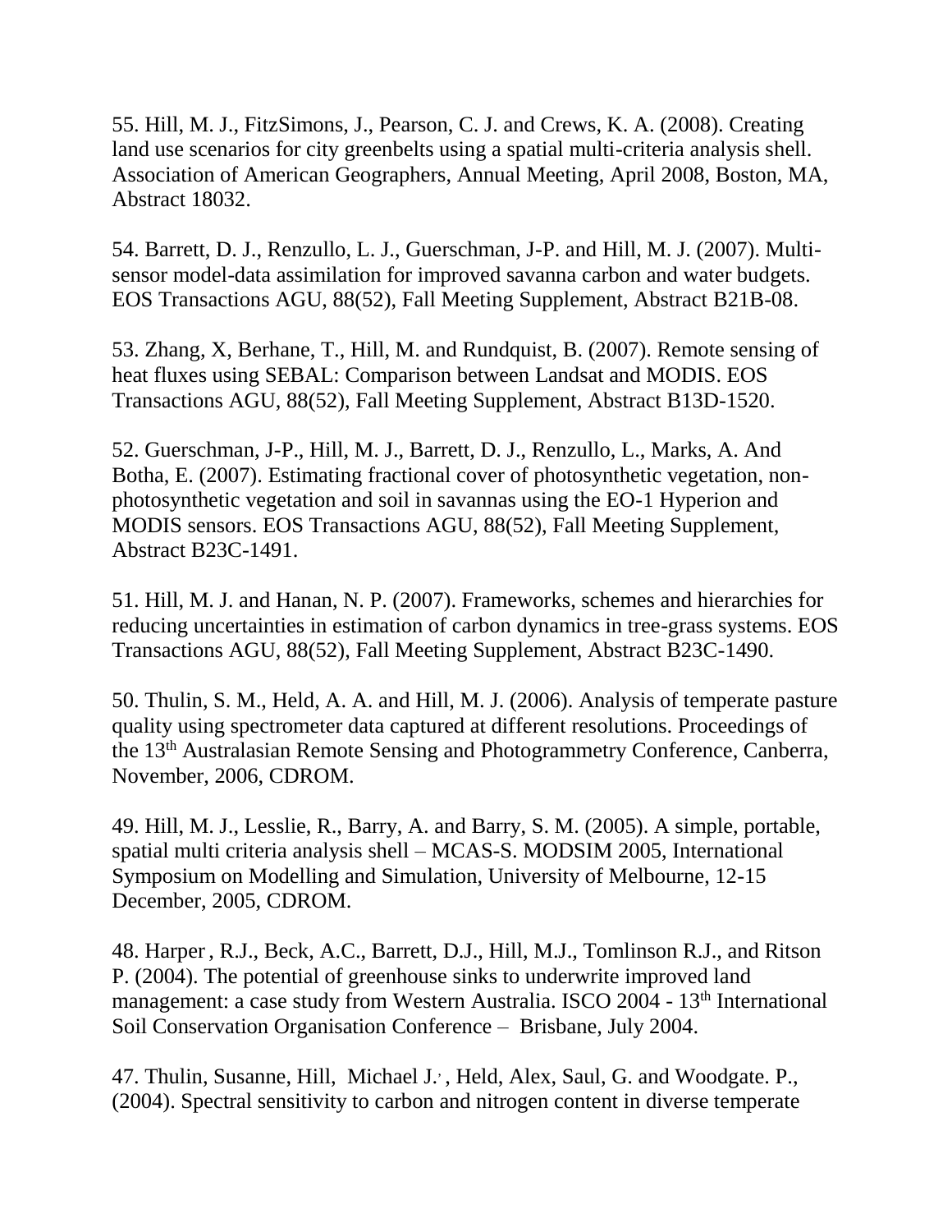55. Hill, M. J., FitzSimons, J., Pearson, C. J. and Crews, K. A. (2008). Creating land use scenarios for city greenbelts using a spatial multi-criteria analysis shell. Association of American Geographers, Annual Meeting, April 2008, Boston, MA, Abstract 18032.

54. Barrett, D. J., Renzullo, L. J., Guerschman, J-P. and Hill, M. J. (2007). Multi-sensor model-data assimilation for improved savanna carbon and water budgets. EOS Transactions AGU, 88(52), Fall Meeting Supplement, Abstract B21B-08.

53. Zhang, X, Berhane, T., Hill, M. and Rundquist, B. (2007). Remote sensing of heat fluxes using SEBAL: Comparison between Landsat and MODIS. EOS Transactions AGU, 88(52), Fall Meeting Supplement, Abstract B13D-1520.

52. Guerschman, J-P., Hill, M. J., Barrett, D. J., Renzullo, L., Marks, A. And Botha, E. (2007). Estimating fractional cover of photosynthetic vegetation, non-photosynthetic vegetation and soil in savannas using the EO-1 Hyperion and MODIS sensors. EOS Transactions AGU, 88(52), Fall Meeting Supplement, Abstract B23C-1491.

51. Hill, M. J. and Hanan, N. P. (2007). Frameworks, schemes and hierarchies for reducing uncertainties in estimation of carbon dynamics in tree-grass systems. EOS Transactions AGU, 88(52), Fall Meeting Supplement, Abstract B23C-1490.

50. Thulin, S. M., Held, A. A. and Hill, M. J. (2006). Analysis of temperate pasture quality using spectrometer data captured at different resolutions. Proceedings of the 13th Australasian Remote Sensing and Photogrammetry Conference, Canberra, November, 2006, CDROM.

49. Hill, M. J., Lesslie, R., Barry, A. and Barry, S. M. (2005). A simple, portable, spatial multi criteria analysis shell – MCAS-S. MODSIM 2005, International Symposium on Modelling and Simulation, University of Melbourne, 12-15 December, 2005, CDROM.

48. Harper, R.J., Beck, A.C., Barrett, D.J., Hill, M.J., Tomlinson R.J., and Ritson P. (2004). The potential of greenhouse sinks to underwrite improved land management: a case study from Western Australia. ISCO 2004 - 13th International Soil Conservation Organisation Conference – Brisbane, July 2004.

47. Thulin, Susanne, Hill, Michael J., Held, Alex, Saul, G. and Woodgate. P., (2004). Spectral sensitivity to carbon and nitrogen content in diverse temperate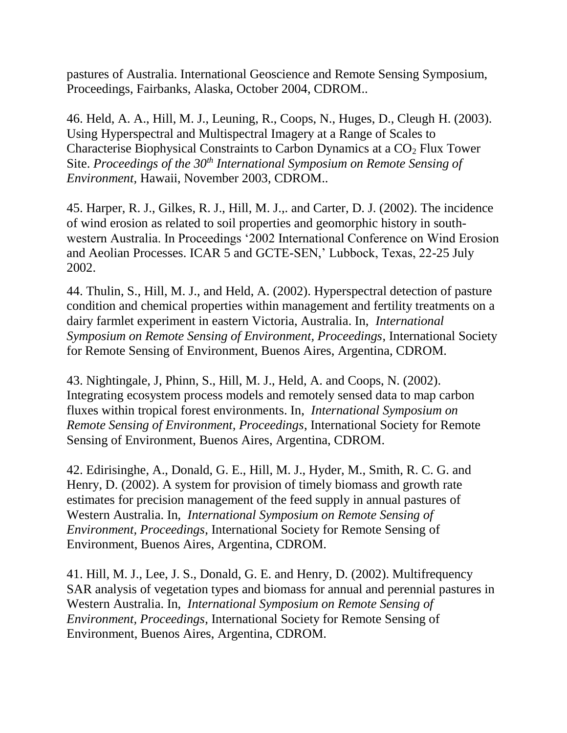pastures of Australia. International Geoscience and Remote Sensing Symposium, Proceedings, Fairbanks, Alaska, October 2004, CDROM..

46. Held, A. A., Hill, M. J., Leuning, R., Coops, N., Huges, D., Cleugh H. (2003). Using Hyperspectral and Multispectral Imagery at a Range of Scales to Characterise Biophysical Constraints to Carbon Dynamics at a $CO_2$ Flux Tower Site. *Proceedings of the 30th International Symposium on Remote Sensing of Environment,* Hawaii, November 2003, CDROM..

45. Harper, R. J., Gilkes, R. J., Hill, M. J.,. and Carter, D. J. (2002). The incidence of wind erosion as related to soil properties and geomorphic history in south-western Australia. In Proceedings '2002 International Conference on Wind Erosion and Aeolian Processes. ICAR 5 and GCTE-SEN,' Lubbock, Texas, 22-25 July 2002.

44. Thulin, S., Hill, M. J., and Held, A. (2002). Hyperspectral detection of pasture condition and chemical properties within management and fertility treatments on a dairy farmlet experiment in eastern Victoria, Australia. In, *International Symposium on Remote Sensing of Environment, Proceedings*, International Society for Remote Sensing of Environment, Buenos Aires, Argentina, CDROM.

43. Nightingale, J, Phinn, S., Hill, M. J., Held, A. and Coops, N. (2002). Integrating ecosystem process models and remotely sensed data to map carbon fluxes within tropical forest environments. In, *International Symposium on Remote Sensing of Environment, Proceedings*, International Society for Remote Sensing of Environment, Buenos Aires, Argentina, CDROM.

42. Edirisinghe, A., Donald, G. E., Hill, M. J., Hyder, M., Smith, R. C. G. and Henry, D. (2002). A system for provision of timely biomass and growth rate estimates for precision management of the feed supply in annual pastures of Western Australia. In, *International Symposium on Remote Sensing of Environment, Proceedings*, International Society for Remote Sensing of Environment, Buenos Aires, Argentina, CDROM.

41. Hill, M. J., Lee, J. S., Donald, G. E. and Henry, D. (2002). Multifrequency SAR analysis of vegetation types and biomass for annual and perennial pastures in Western Australia. In, *International Symposium on Remote Sensing of Environment, Proceedings*, International Society for Remote Sensing of Environment, Buenos Aires, Argentina, CDROM.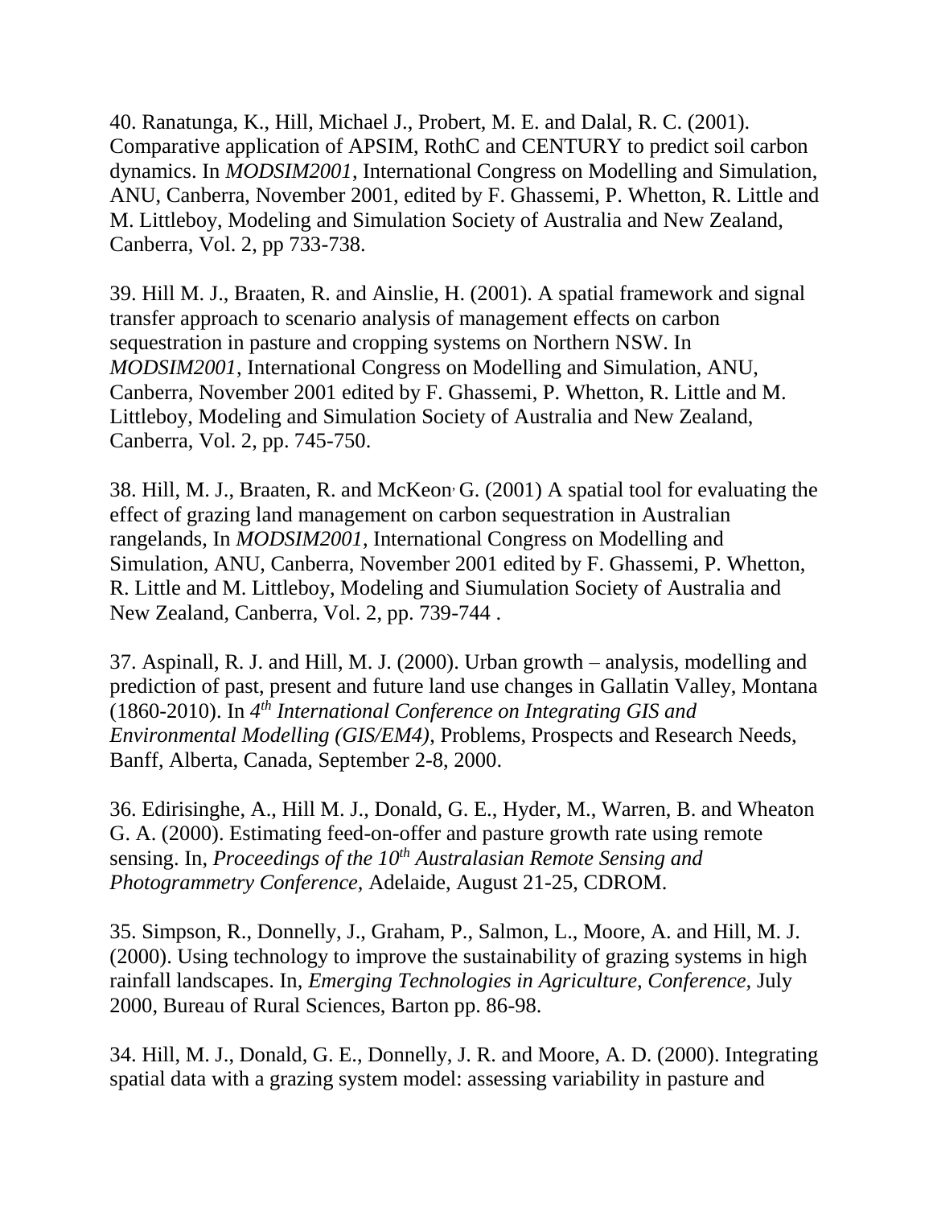40. Ranatunga, K., Hill, Michael J., Probert, M. E. and Dalal, R. C. (2001). Comparative application of APSIM, RothC and CENTURY to predict soil carbon dynamics. In *MODSIM2001*, International Congress on Modelling and Simulation, ANU, Canberra, November 2001, edited by F. Ghassemi, P. Whetton, R. Little and M. Littleboy, Modeling and Simulation Society of Australia and New Zealand, Canberra, Vol. 2, pp 733-738.

39. Hill M. J., Braaten, R. and Ainslie, H. (2001). A spatial framework and signal transfer approach to scenario analysis of management effects on carbon sequestration in pasture and cropping systems on Northern NSW. In *MODSIM2001*, International Congress on Modelling and Simulation, ANU, Canberra, November 2001 edited by F. Ghassemi, P. Whetton, R. Little and M. Littleboy, Modeling and Simulation Society of Australia and New Zealand, Canberra, Vol. 2, pp. 745-750.

38. Hill, M. J., Braaten, R. and McKeon, G. (2001) A spatial tool for evaluating the effect of grazing land management on carbon sequestration in Australian rangelands, In *MODSIM2001*, International Congress on Modelling and Simulation, ANU, Canberra, November 2001 edited by F. Ghassemi, P. Whetton, R. Little and M. Littleboy, Modeling and Siumulation Society of Australia and New Zealand, Canberra, Vol. 2, pp. 739-744 .

37. Aspinall, R. J. and Hill, M. J. (2000). Urban growth – analysis, modelling and prediction of past, present and future land use changes in Gallatin Valley, Montana (1860-2010). In *4th International Conference on Integrating GIS and Environmental Modelling (GIS/EM4)*, Problems, Prospects and Research Needs, Banff, Alberta, Canada, September 2-8, 2000.

36. Edirisinghe, A., Hill M. J., Donald, G. E., Hyder, M., Warren, B. and Wheaton G. A. (2000). Estimating feed-on-offer and pasture growth rate using remote sensing. In, *Proceedings of the 10th Australasian Remote Sensing and Photogrammetry Conference,* Adelaide, August 21-25, CDROM.

35. Simpson, R., Donnelly, J., Graham, P., Salmon, L., Moore, A. and Hill, M. J. (2000). Using technology to improve the sustainability of grazing systems in high rainfall landscapes. In, *Emerging Technologies in Agriculture, Conference,* July 2000, Bureau of Rural Sciences, Barton pp. 86-98.

34. Hill, M. J., Donald, G. E., Donnelly, J. R. and Moore, A. D. (2000). Integrating spatial data with a grazing system model: assessing variability in pasture and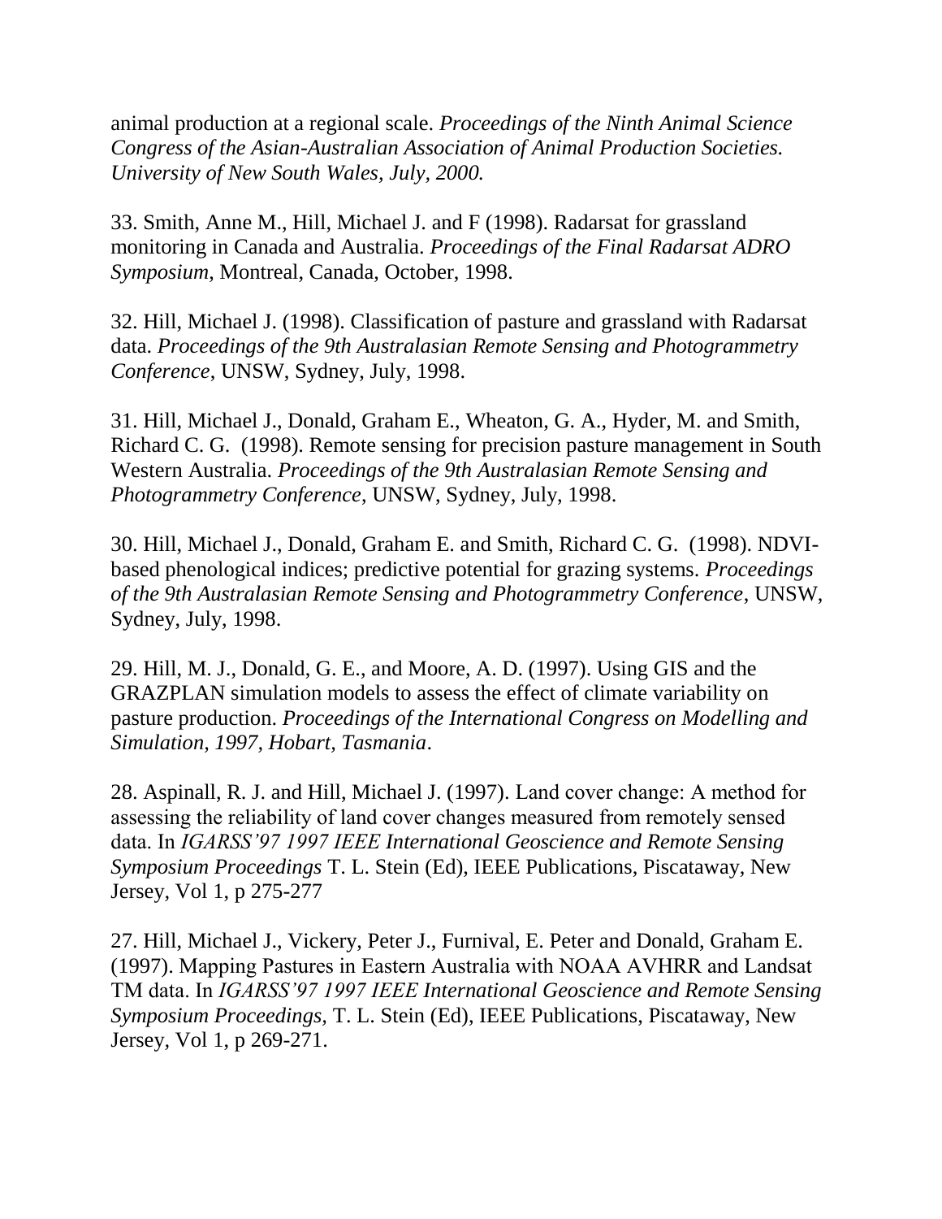animal production at a regional scale. *Proceedings of the Ninth Animal Science Congress of the Asian-Australian Association of Animal Production Societies. University of New South Wales, July, 2000.*

33. Smith, Anne M., Hill, Michael J. and F (1998). Radarsat for grassland monitoring in Canada and Australia. *Proceedings of the Final Radarsat ADRO Symposium*, Montreal, Canada, October, 1998.

32. Hill, Michael J. (1998). Classification of pasture and grassland with Radarsat data. *Proceedings of the 9th Australasian Remote Sensing and Photogrammetry Conference*, UNSW, Sydney, July, 1998.

31. Hill, Michael J., Donald, Graham E., Wheaton, G. A., Hyder, M. and Smith, Richard C. G. (1998). Remote sensing for precision pasture management in South Western Australia. *Proceedings of the 9th Australasian Remote Sensing and Photogrammetry Conference*, UNSW, Sydney, July, 1998.

30. Hill, Michael J., Donald, Graham E. and Smith, Richard C. G. (1998). NDVI-based phenological indices; predictive potential for grazing systems. *Proceedings of the 9th Australasian Remote Sensing and Photogrammetry Conference*, UNSW, Sydney, July, 1998.

29. Hill, M. J., Donald, G. E., and Moore, A. D. (1997). Using GIS and the GRAZPLAN simulation models to assess the effect of climate variability on pasture production. *Proceedings of the International Congress on Modelling and Simulation, 1997, Hobart, Tasmania*.

28. Aspinall, R. J. and Hill, Michael J. (1997). Land cover change: A method for assessing the reliability of land cover changes measured from remotely sensed data. In *IGARSS'97 1997 IEEE International Geoscience and Remote Sensing Symposium Proceedings* T. L. Stein (Ed), IEEE Publications, Piscataway, New Jersey, Vol 1, p 275-277

27. Hill, Michael J., Vickery, Peter J., Furnival, E. Peter and Donald, Graham E. (1997). Mapping Pastures in Eastern Australia with NOAA AVHRR and Landsat TM data. In *IGARSS'97 1997 IEEE International Geoscience and Remote Sensing Symposium Proceedings,* T. L. Stein (Ed), IEEE Publications, Piscataway, New Jersey, Vol 1, p 269-271.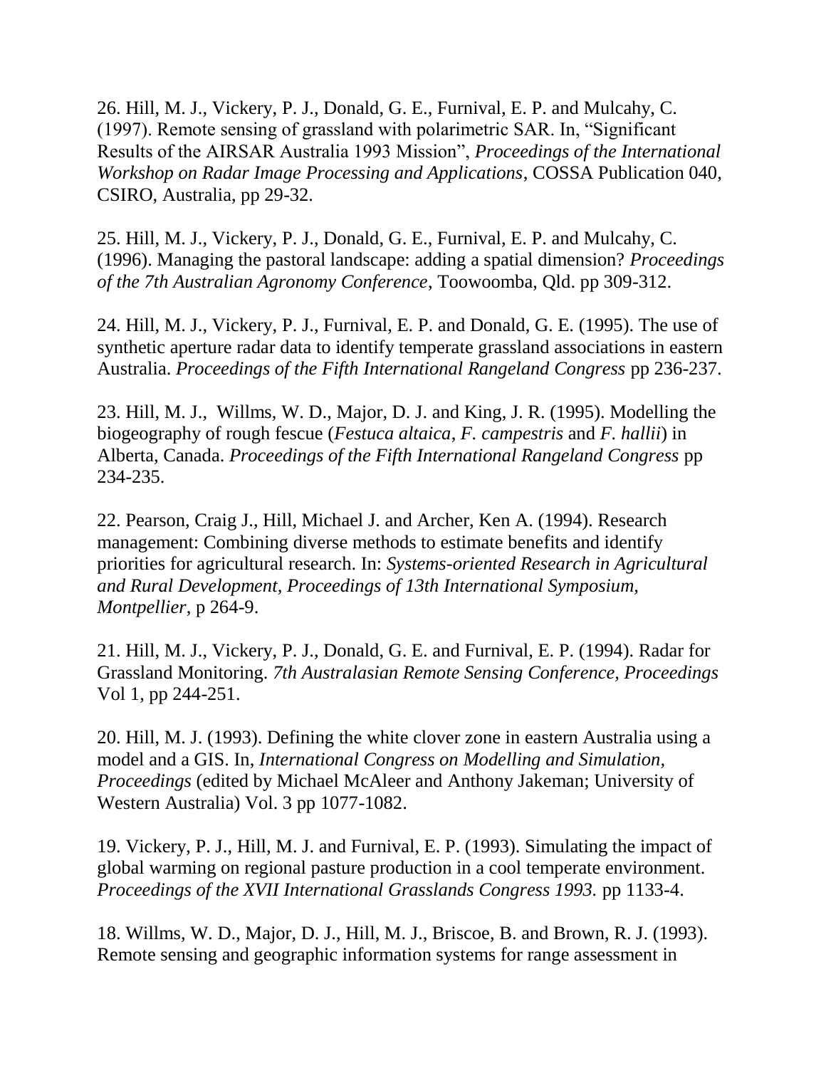26. Hill, M. J., Vickery, P. J., Donald, G. E., Furnival, E. P. and Mulcahy, C. (1997). Remote sensing of grassland with polarimetric SAR. In, "Significant Results of the AIRSAR Australia 1993 Mission", *Proceedings of the International Workshop on Radar Image Processing and Applications*, COSSA Publication 040, CSIRO, Australia, pp 29-32.

25. Hill, M. J., Vickery, P. J., Donald, G. E., Furnival, E. P. and Mulcahy, C. (1996). Managing the pastoral landscape: adding a spatial dimension? *Proceedings of the 7th Australian Agronomy Conference*, Toowoomba, Qld. pp 309-312.

24. Hill, M. J., Vickery, P. J., Furnival, E. P. and Donald, G. E. (1995). The use of synthetic aperture radar data to identify temperate grassland associations in eastern Australia. *Proceedings of the Fifth International Rangeland Congress* pp 236-237.

23. Hill, M. J., Willms, W. D., Major, D. J. and King, J. R. (1995). Modelling the biogeography of rough fescue (*Festuca altaica*, *F. campestris* and *F. hallii*) in Alberta, Canada. *Proceedings of the Fifth International Rangeland Congress* pp 234-235.

22. Pearson, Craig J., Hill, Michael J. and Archer, Ken A. (1994). Research management: Combining diverse methods to estimate benefits and identify priorities for agricultural research. In: *Systems-oriented Research in Agricultural and Rural Development, Proceedings of 13th International Symposium, Montpellier*, p 264-9.

21. Hill, M. J., Vickery, P. J., Donald, G. E. and Furnival, E. P. (1994). Radar for Grassland Monitoring. *7th Australasian Remote Sensing Conference, Proceedings* Vol 1, pp 244-251.

20. Hill, M. J. (1993). Defining the white clover zone in eastern Australia using a model and a GIS. In, *International Congress on Modelling and Simulation, Proceedings* (edited by Michael McAleer and Anthony Jakeman; University of Western Australia) Vol. 3 pp 1077-1082.

19. Vickery, P. J., Hill, M. J. and Furnival, E. P. (1993). Simulating the impact of global warming on regional pasture production in a cool temperate environment. *Proceedings of the XVII International Grasslands Congress 1993.* pp 1133-4.

18. Willms, W. D., Major, D. J., Hill, M. J., Briscoe, B. and Brown, R. J. (1993). Remote sensing and geographic information systems for range assessment in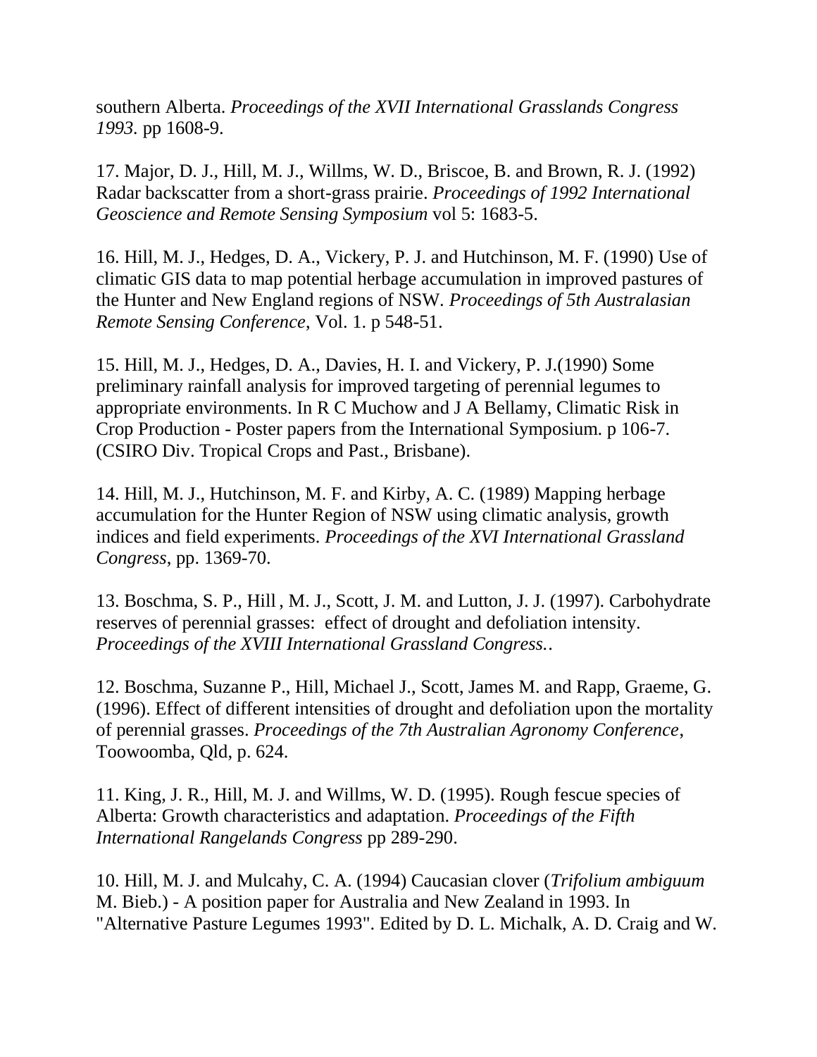southern Alberta. *Proceedings of the XVII International Grasslands Congress 1993*. pp 1608-9.

17. Major, D. J., Hill, M. J., Willms, W. D., Briscoe, B. and Brown, R. J. (1992) Radar backscatter from a short-grass prairie. *Proceedings of 1992 International Geoscience and Remote Sensing Symposium* vol 5: 1683-5.

16. Hill, M. J., Hedges, D. A., Vickery, P. J. and Hutchinson, M. F. (1990) Use of climatic GIS data to map potential herbage accumulation in improved pastures of the Hunter and New England regions of NSW. *Proceedings of 5th Australasian Remote Sensing Conference*, Vol. 1. p 548-51.

15. Hill, M. J., Hedges, D. A., Davies, H. I. and Vickery, P. J.(1990) Some preliminary rainfall analysis for improved targeting of perennial legumes to appropriate environments. In R C Muchow and J A Bellamy, Climatic Risk in Crop Production - Poster papers from the International Symposium. p 106-7. (CSIRO Div. Tropical Crops and Past., Brisbane).

14. Hill, M. J., Hutchinson, M. F. and Kirby, A. C. (1989) Mapping herbage accumulation for the Hunter Region of NSW using climatic analysis, growth indices and field experiments. *Proceedings of the XVI International Grassland Congress*, pp. 1369-70.

13. Boschma, S. P., Hill, M. J., Scott, J. M. and Lutton, J. J. (1997). Carbohydrate reserves of perennial grasses: effect of drought and defoliation intensity. *Proceedings of the XVIII International Grassland Congress.*.

12. Boschma, Suzanne P., Hill, Michael J., Scott, James M. and Rapp, Graeme, G. (1996). Effect of different intensities of drought and defoliation upon the mortality of perennial grasses. *Proceedings of the 7th Australian Agronomy Conference*, Toowoomba, Qld, p. 624.

11. King, J. R., Hill, M. J. and Willms, W. D. (1995). Rough fescue species of Alberta: Growth characteristics and adaptation. *Proceedings of the Fifth International Rangelands Congress* pp 289-290.

10. Hill, M. J. and Mulcahy, C. A. (1994) Caucasian clover (*Trifolium ambiguum* M. Bieb.) - A position paper for Australia and New Zealand in 1993. In "Alternative Pasture Legumes 1993". Edited by D. L. Michalk, A. D. Craig and W.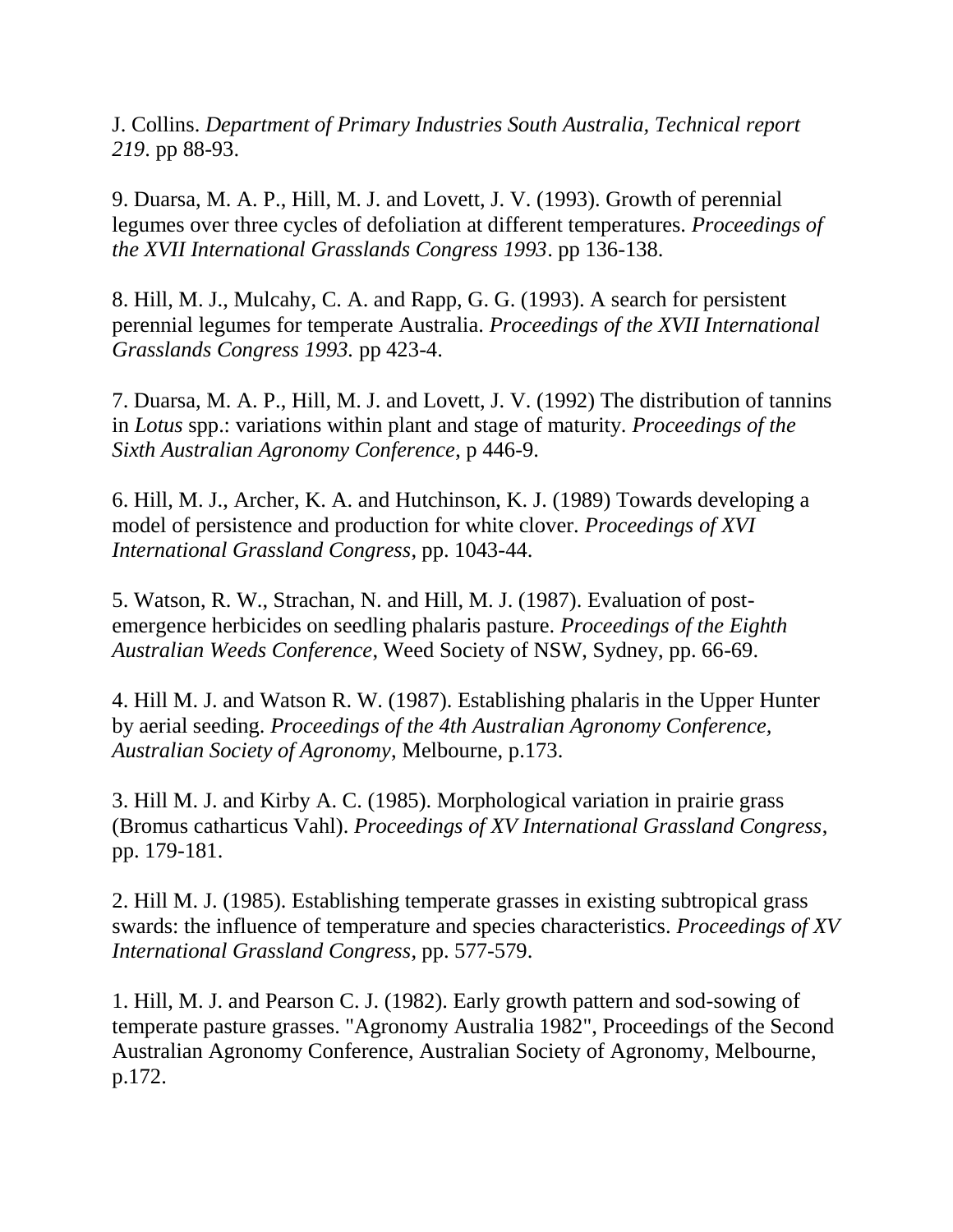J. Collins. *Department of Primary Industries South Australia, Technical report 219*. pp 88-93.

9. Duarsa, M. A. P., Hill, M. J. and Lovett, J. V. (1993). Growth of perennial legumes over three cycles of defoliation at different temperatures. *Proceedings of the XVII International Grasslands Congress 1993*. pp 136-138.

8. Hill, M. J., Mulcahy, C. A. and Rapp, G. G. (1993). A search for persistent perennial legumes for temperate Australia. *Proceedings of the XVII International Grasslands Congress 1993.* pp 423-4.

7. Duarsa, M. A. P., Hill, M. J. and Lovett, J. V. (1992) The distribution of tannins in *Lotus* spp.: variations within plant and stage of maturity. *Proceedings of the Sixth Australian Agronomy Conference*, p 446-9.

6. Hill, M. J., Archer, K. A. and Hutchinson, K. J. (1989) Towards developing a model of persistence and production for white clover. *Proceedings of XVI International Grassland Congress*, pp. 1043-44.

5. Watson, R. W., Strachan, N. and Hill, M. J. (1987). Evaluation of post-emergence herbicides on seedling phalaris pasture. *Proceedings of the Eighth Australian Weeds Conference*, Weed Society of NSW, Sydney, pp. 66-69.

4. Hill M. J. and Watson R. W. (1987). Establishing phalaris in the Upper Hunter by aerial seeding. *Proceedings of the 4th Australian Agronomy Conference, Australian Society of Agronomy*, Melbourne, p.173.

3. Hill M. J. and Kirby A. C. (1985). Morphological variation in prairie grass (Bromus catharticus Vahl). *Proceedings of XV International Grassland Congress*, pp. 179-181.

2. Hill M. J. (1985). Establishing temperate grasses in existing subtropical grass swards: the influence of temperature and species characteristics. *Proceedings of XV International Grassland Congress*, pp. 577-579.

1. Hill, M. J. and Pearson C. J. (1982). Early growth pattern and sod-sowing of temperate pasture grasses. "Agronomy Australia 1982", Proceedings of the Second Australian Agronomy Conference, Australian Society of Agronomy, Melbourne, p.172.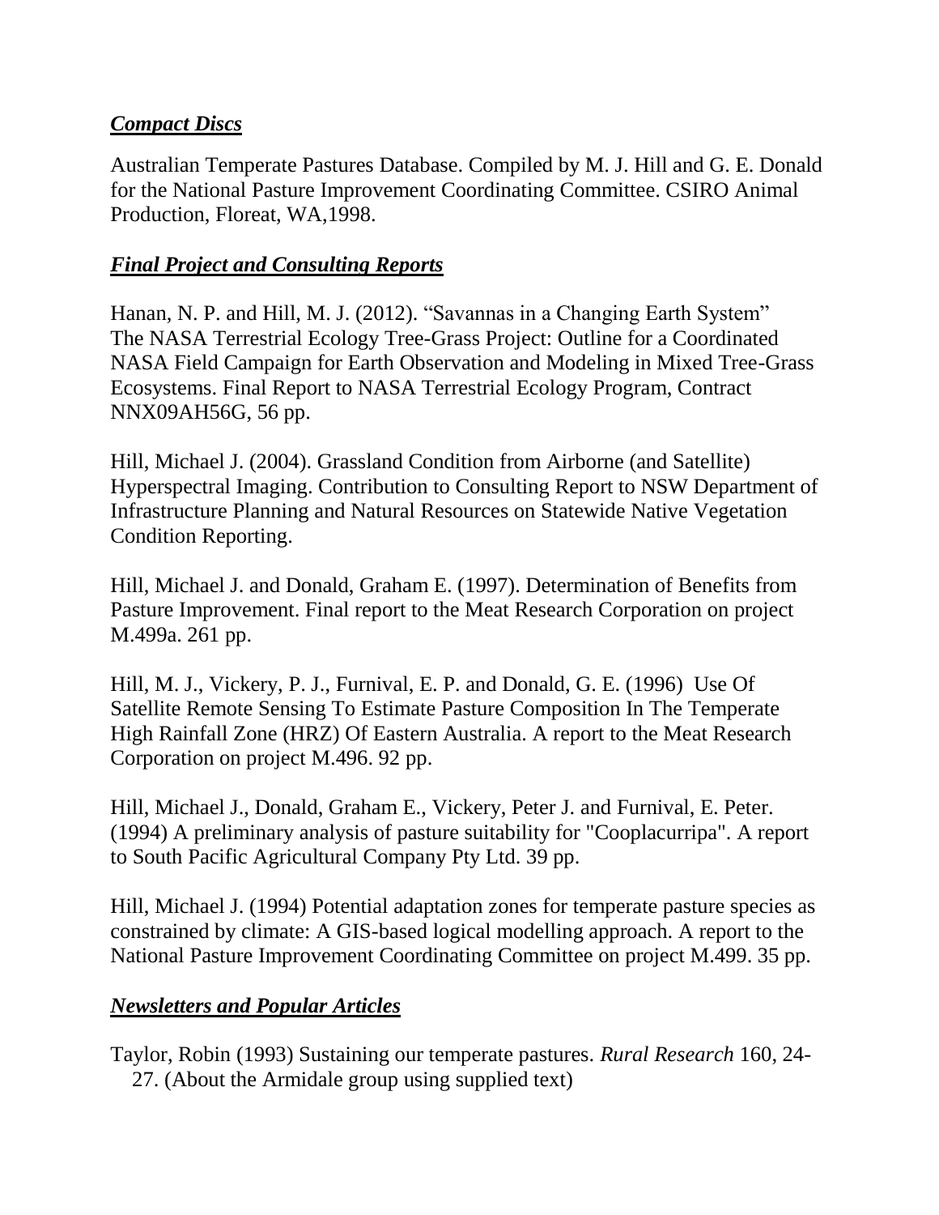## ***Compact Discs***

Australian Temperate Pastures Database. Compiled by M. J. Hill and G. E. Donald for the National Pasture Improvement Coordinating Committee. CSIRO Animal Production, Floreat, WA,1998.

## ***Final Project and Consulting Reports***

Hanan, N. P. and Hill, M. J. (2012). "Savannas in a Changing Earth System" The NASA Terrestrial Ecology Tree-Grass Project: Outline for a Coordinated NASA Field Campaign for Earth Observation and Modeling in Mixed Tree-Grass Ecosystems. Final Report to NASA Terrestrial Ecology Program, Contract NNX09AH56G, 56 pp.

Hill, Michael J. (2004). Grassland Condition from Airborne (and Satellite) Hyperspectral Imaging. Contribution to Consulting Report to NSW Department of Infrastructure Planning and Natural Resources on Statewide Native Vegetation Condition Reporting.

Hill, Michael J. and Donald, Graham E. (1997). Determination of Benefits from Pasture Improvement. Final report to the Meat Research Corporation on project M.499a. 261 pp.

Hill, M. J., Vickery, P. J., Furnival, E. P. and Donald, G. E. (1996) Use Of Satellite Remote Sensing To Estimate Pasture Composition In The Temperate High Rainfall Zone (HRZ) Of Eastern Australia. A report to the Meat Research Corporation on project M.496. 92 pp.

Hill, Michael J., Donald, Graham E., Vickery, Peter J. and Furnival, E. Peter. (1994) A preliminary analysis of pasture suitability for "Cooplacurripa". A report to South Pacific Agricultural Company Pty Ltd. 39 pp.

Hill, Michael J. (1994) Potential adaptation zones for temperate pasture species as constrained by climate: A GIS-based logical modelling approach. A report to the National Pasture Improvement Coordinating Committee on project M.499. 35 pp.

## ***Newsletters and Popular Articles***

Taylor, Robin (1993) Sustaining our temperate pastures. *Rural Research* 160, 24-27. (About the Armidale group using supplied text)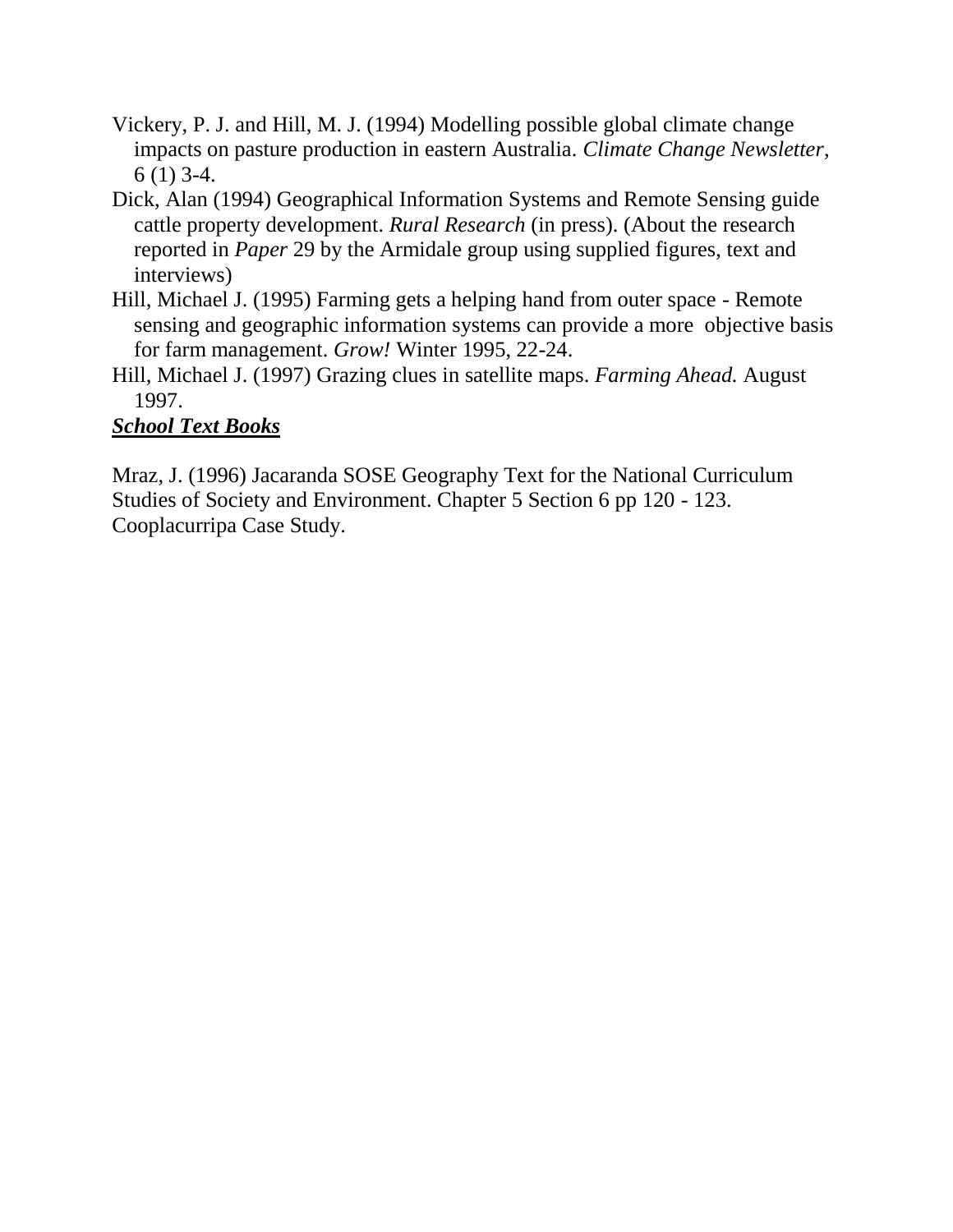Vickery, P. J. and Hill, M. J. (1994) Modelling possible global climate change impacts on pasture production in eastern Australia. *Climate Change Newsletter*, 6 (1) 3-4.

Dick, Alan (1994) Geographical Information Systems and Remote Sensing guide cattle property development. *Rural Research* (in press). (About the research reported in *Paper* 29 by the Armidale group using supplied figures, text and interviews)

Hill, Michael J. (1995) Farming gets a helping hand from outer space - Remote sensing and geographic information systems can provide a more objective basis for farm management. *Grow!* Winter 1995, 22-24.

Hill, Michael J. (1997) Grazing clues in satellite maps. *Farming Ahead.* August 1997.

***School Text Books***

Mraz, J. (1996) Jacaranda SOSE Geography Text for the National Curriculum Studies of Society and Environment. Chapter 5 Section 6 pp 120 - 123. Cooplacurripa Case Study.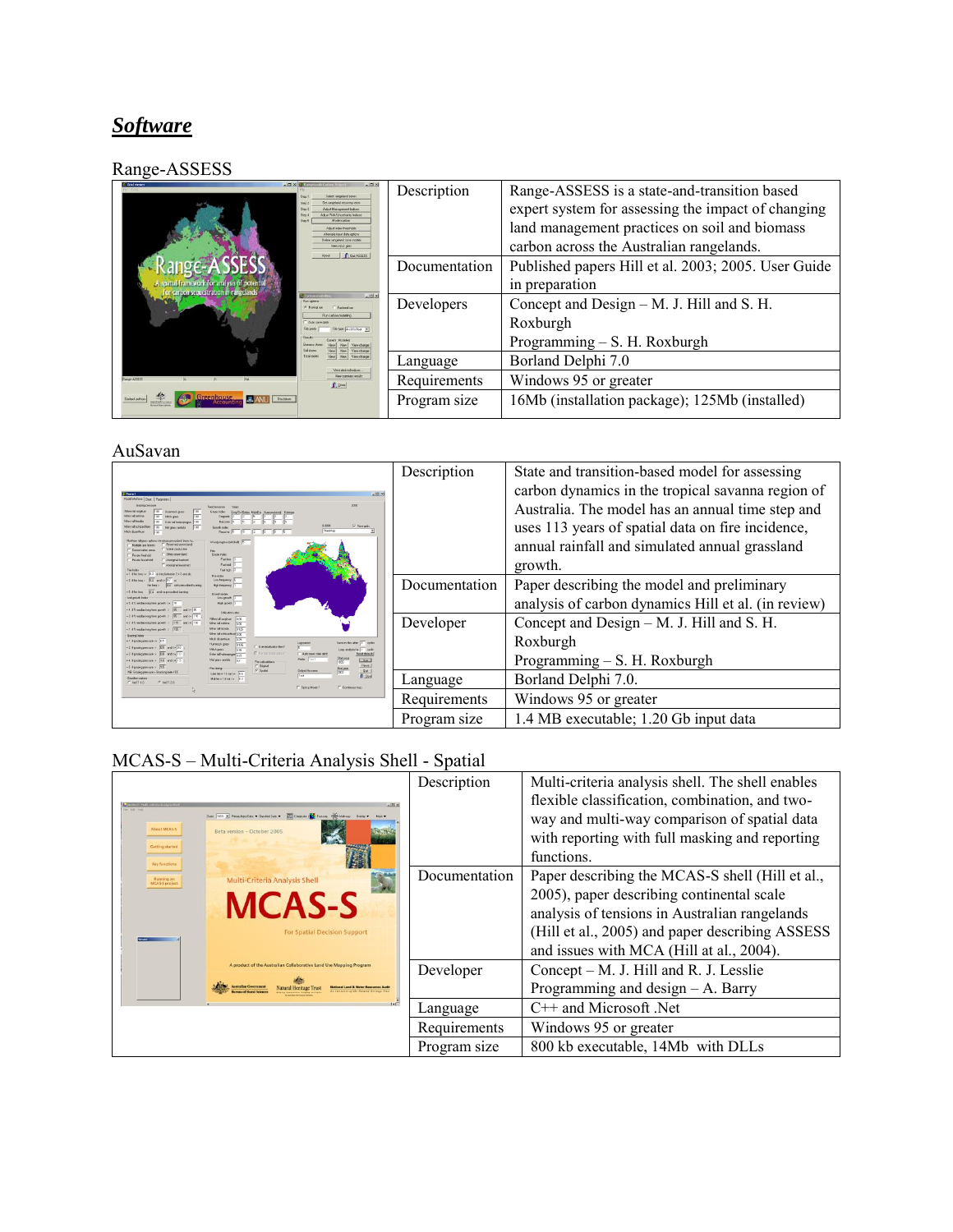## *Software*

Range-ASSESS

| | |
|---|---|
| Description | Range-ASSESS is a state-and-transition based expert system for assessing the impact of changing land management practices on soil and biomass carbon across the Australian rangelands. |
| Documentation | Published papers Hill et al. 2003; 2005. User Guide in preparation |
| Developers | Concept and Design – M. J. Hill and S. H. Roxburgh<br>Programming – S. H. Roxburgh |
| Language | Borland Delphi 7.0 |
| Requirements | Windows 95 or greater |
| Program size | 16Mb (installation package); 125Mb (installed) |

AuSavan

| | |
|---|---|
| Description | State and transition-based model for assessing carbon dynamics in the tropical savanna region of Australia. The model has an annual time step and uses 113 years of spatial data on fire incidence, annual rainfall and simulated annual grassland growth. |
| Documentation | Paper describing the model and preliminary analysis of carbon dynamics Hill et al. (in review) |
| Developer | Concept and Design – M. J. Hill and S. H. Roxburgh<br>Programming – S. H. Roxburgh |
| Language | Borland Delphi 7.0. |
| Requirements | Windows 95 or greater |
| Program size | 1.4 MB executable; 1.20 Gb input data |

MCAS-S – Multi-Criteria Analysis Shell - Spatial

| | |
|---|---|
| Description | Multi-criteria analysis shell. The shell enables flexible classification, combination, and two-way and multi-way comparison of spatial data with reporting with full masking and reporting functions. |
| Documentation | Paper describing the MCAS-S shell (Hill et al., 2005), paper describing continental scale analysis of tensions in Australian rangelands (Hill et al., 2005) and paper describing ASSESS and issues with MCA (Hill at al., 2004). |
| Developer | Concept – M. J. Hill and R. J. Lesslie<br>Programming and design – A. Barry |
| Language | C++ and Microsoft .Net |
| Requirements | Windows 95 or greater |
| Program size | 800 kb executable, 14Mb with DLLs |